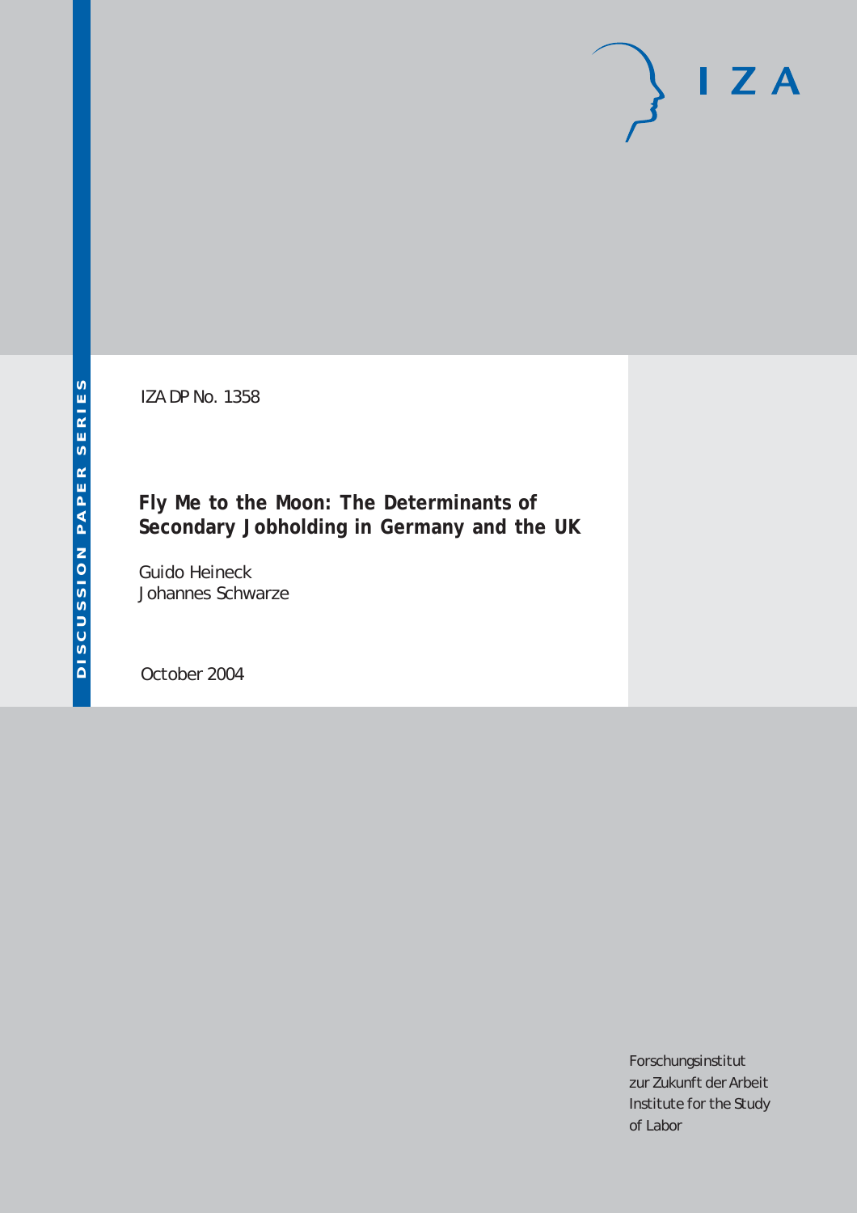DISCUSSION PAPER SERIES

IZA

IZA DP No. 1358

# Fly Me to the Moon: The Determinants of Secondary Jobholding in Germany and the UK

Guido Heineck
Johannes Schwarze

October 2004

Forschungsinstitut
zur Zukunft der Arbeit
Institute for the Study
of Labor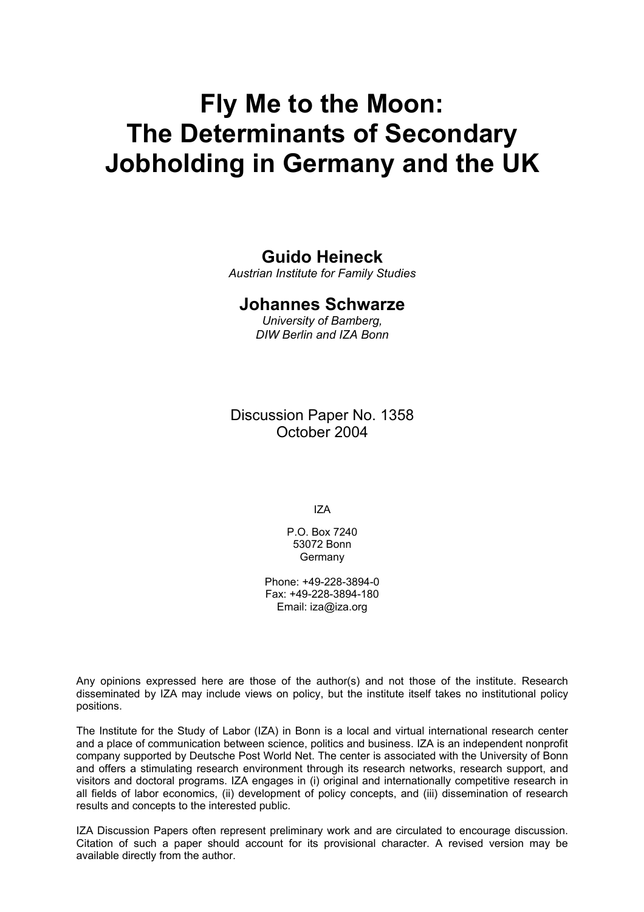# Fly Me to the Moon: The Determinants of Secondary Jobholding in Germany and the UK

**Guido Heineck**
*Austrian Institute for Family Studies*

**Johannes Schwarze**
*University of Bamberg,*
*DIW Berlin and IZA Bonn*

Discussion Paper No. 1358
October 2004

IZA

P.O. Box 7240
53072 Bonn
Germany

Phone: +49-228-3894-0
Fax: +49-228-3894-180
Email: iza@iza.org

Any opinions expressed here are those of the author(s) and not those of the institute. Research disseminated by IZA may include views on policy, but the institute itself takes no institutional policy positions.

The Institute for the Study of Labor (IZA) in Bonn is a local and virtual international research center and a place of communication between science, politics and business. IZA is an independent nonprofit company supported by Deutsche Post World Net. The center is associated with the University of Bonn and offers a stimulating research environment through its research networks, research support, and visitors and doctoral programs. IZA engages in (i) original and internationally competitive research in all fields of labor economics, (ii) development of policy concepts, and (iii) dissemination of research results and concepts to the interested public.

IZA Discussion Papers often represent preliminary work and are circulated to encourage discussion. Citation of such a paper should account for its provisional character. A revised version may be available directly from the author.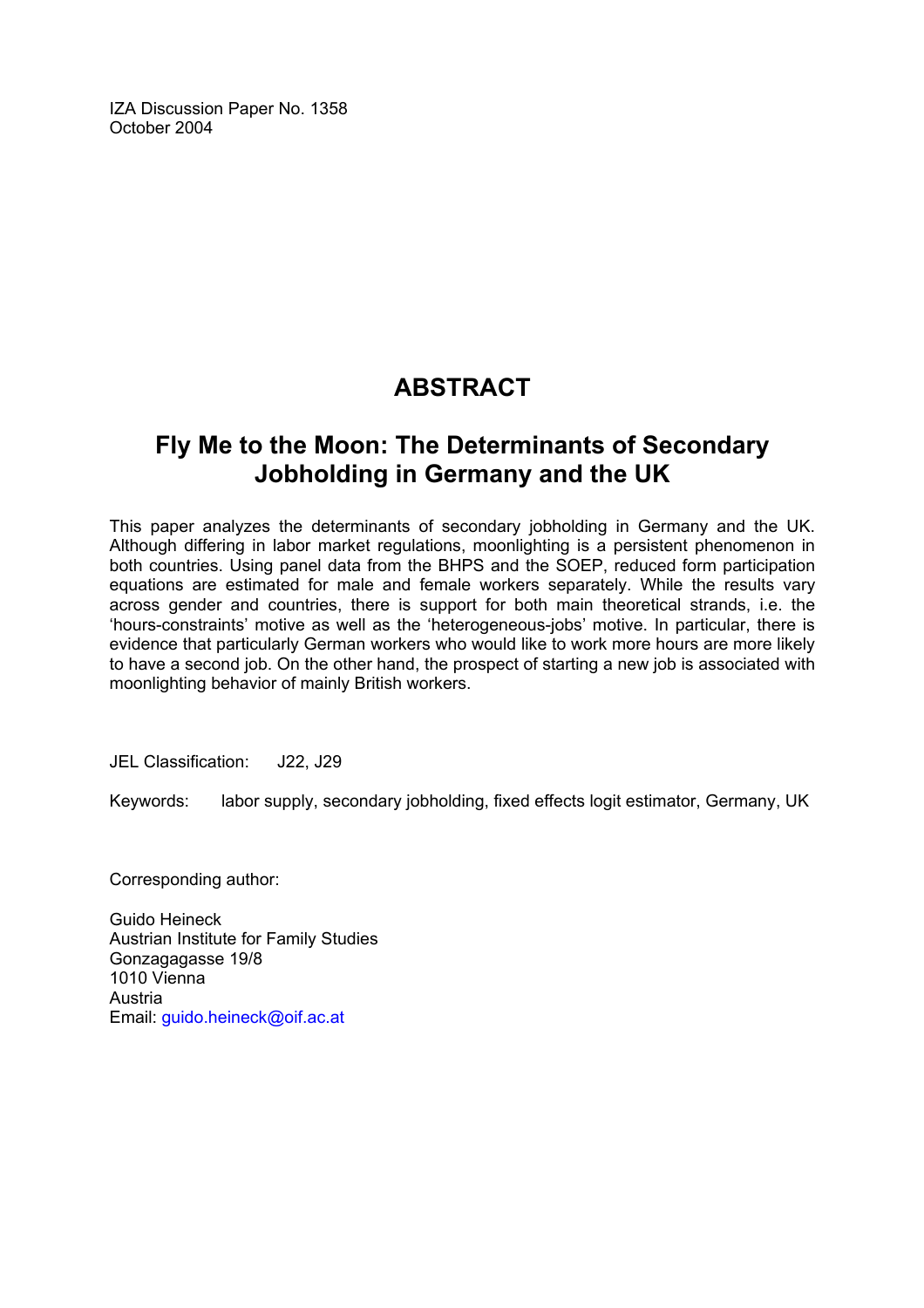IZA Discussion Paper No. 1358
October 2004

# ABSTRACT

## Fly Me to the Moon: The Determinants of Secondary Jobholding in Germany and the UK

This paper analyzes the determinants of secondary jobholding in Germany and the UK. Although differing in labor market regulations, moonlighting is a persistent phenomenon in both countries. Using panel data from the BHPS and the SOEP, reduced form participation equations are estimated for male and female workers separately. While the results vary across gender and countries, there is support for both main theoretical strands, i.e. the 'hours-constraints' motive as well as the 'heterogeneous-jobs' motive. In particular, there is evidence that particularly German workers who would like to work more hours are more likely to have a second job. On the other hand, the prospect of starting a new job is associated with moonlighting behavior of mainly British workers.

JEL Classification: J22, J29

Keywords: labor supply, secondary jobholding, fixed effects logit estimator, Germany, UK

Corresponding author:

Guido Heineck
Austrian Institute for Family Studies
Gonzagagasse 19/8
1010 Vienna
Austria
Email: guido.heineck@oif.ac.at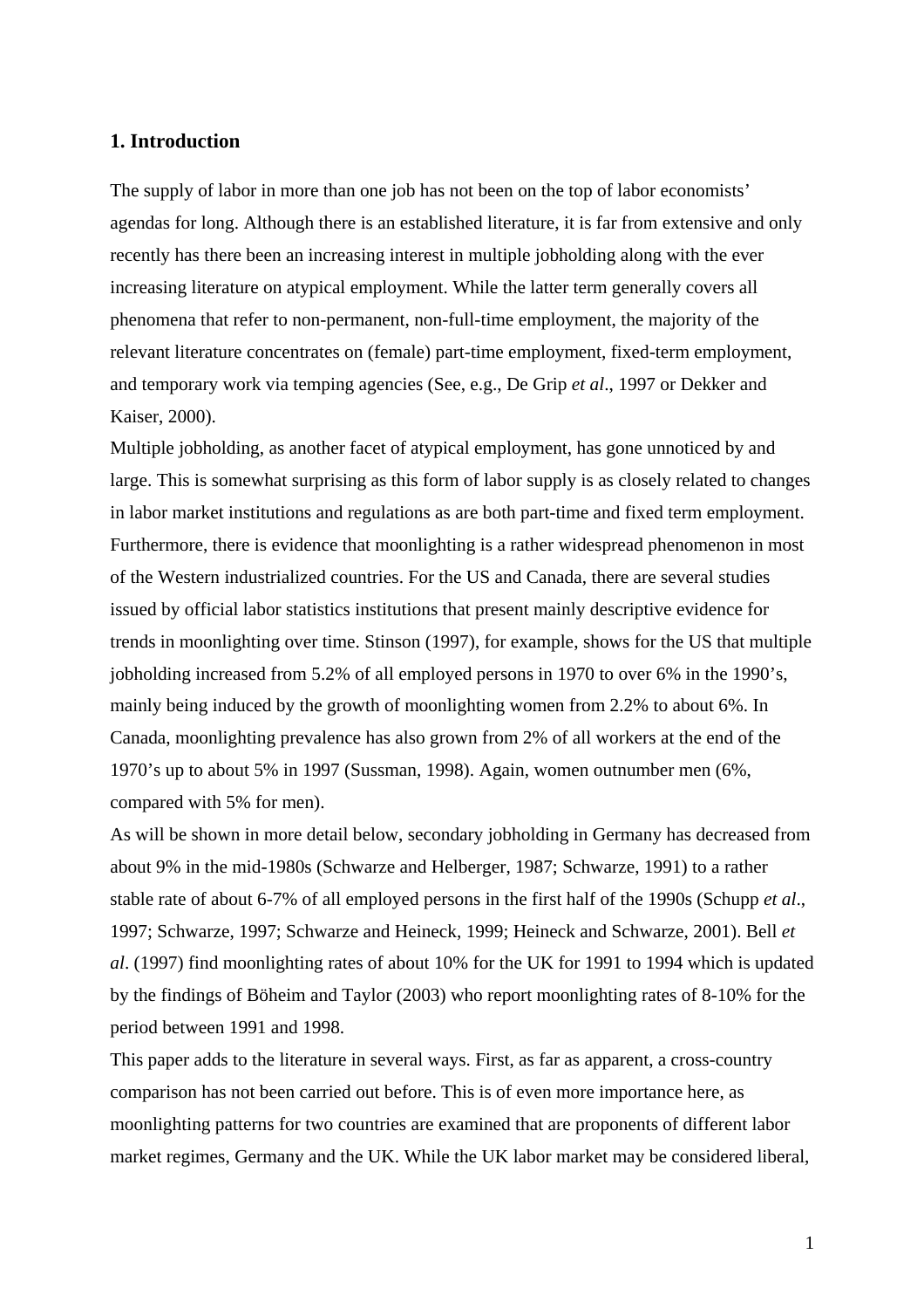## 1. Introduction

The supply of labor in more than one job has not been on the top of labor economists' agendas for long. Although there is an established literature, it is far from extensive and only recently has there been an increasing interest in multiple jobholding along with the ever increasing literature on atypical employment. While the latter term generally covers all phenomena that refer to non-permanent, non-full-time employment, the majority of the relevant literature concentrates on (female) part-time employment, fixed-term employment, and temporary work via temping agencies (See, e.g., De Grip *et al*., 1997 or Dekker and Kaiser, 2000).

Multiple jobholding, as another facet of atypical employment, has gone unnoticed by and large. This is somewhat surprising as this form of labor supply is as closely related to changes in labor market institutions and regulations as are both part-time and fixed term employment. Furthermore, there is evidence that moonlighting is a rather widespread phenomenon in most of the Western industrialized countries. For the US and Canada, there are several studies issued by official labor statistics institutions that present mainly descriptive evidence for trends in moonlighting over time. Stinson (1997), for example, shows for the US that multiple jobholding increased from 5.2% of all employed persons in 1970 to over 6% in the 1990's, mainly being induced by the growth of moonlighting women from 2.2% to about 6%. In Canada, moonlighting prevalence has also grown from 2% of all workers at the end of the 1970's up to about 5% in 1997 (Sussman, 1998). Again, women outnumber men (6%, compared with 5% for men).

As will be shown in more detail below, secondary jobholding in Germany has decreased from about 9% in the mid-1980s (Schwarze and Helberger, 1987; Schwarze, 1991) to a rather stable rate of about 6-7% of all employed persons in the first half of the 1990s (Schupp *et al*., 1997; Schwarze, 1997; Schwarze and Heineck, 1999; Heineck and Schwarze, 2001). Bell *et al*. (1997) find moonlighting rates of about 10% for the UK for 1991 to 1994 which is updated by the findings of Böheim and Taylor (2003) who report moonlighting rates of 8-10% for the period between 1991 and 1998.

This paper adds to the literature in several ways. First, as far as apparent, a cross-country comparison has not been carried out before. This is of even more importance here, as moonlighting patterns for two countries are examined that are proponents of different labor market regimes, Germany and the UK. While the UK labor market may be considered liberal,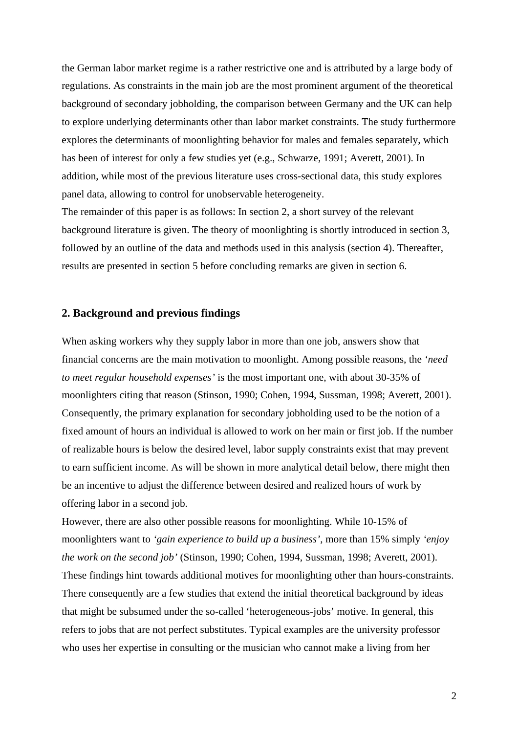the German labor market regime is a rather restrictive one and is attributed by a large body of regulations. As constraints in the main job are the most prominent argument of the theoretical background of secondary jobholding, the comparison between Germany and the UK can help to explore underlying determinants other than labor market constraints. The study furthermore explores the determinants of moonlighting behavior for males and females separately, which has been of interest for only a few studies yet (e.g., Schwarze, 1991; Averett, 2001). In addition, while most of the previous literature uses cross-sectional data, this study explores panel data, allowing to control for unobservable heterogeneity.

The remainder of this paper is as follows: In section 2, a short survey of the relevant background literature is given. The theory of moonlighting is shortly introduced in section 3, followed by an outline of the data and methods used in this analysis (section 4). Thereafter, results are presented in section 5 before concluding remarks are given in section 6.

## 2. Background and previous findings

When asking workers why they supply labor in more than one job, answers show that financial concerns are the main motivation to moonlight. Among possible reasons, the *'need to meet regular household expenses'* is the most important one, with about 30-35% of moonlighters citing that reason (Stinson, 1990; Cohen, 1994, Sussman, 1998; Averett, 2001). Consequently, the primary explanation for secondary jobholding used to be the notion of a fixed amount of hours an individual is allowed to work on her main or first job. If the number of realizable hours is below the desired level, labor supply constraints exist that may prevent to earn sufficient income. As will be shown in more analytical detail below, there might then be an incentive to adjust the difference between desired and realized hours of work by offering labor in a second job.

However, there are also other possible reasons for moonlighting. While 10-15% of moonlighters want to *'gain experience to build up a business'*, more than 15% simply *'enjoy the work on the second job'* (Stinson, 1990; Cohen, 1994, Sussman, 1998; Averett, 2001). These findings hint towards additional motives for moonlighting other than hours-constraints. There consequently are a few studies that extend the initial theoretical background by ideas that might be subsumed under the so-called 'heterogeneous-jobs' motive. In general, this refers to jobs that are not perfect substitutes. Typical examples are the university professor who uses her expertise in consulting or the musician who cannot make a living from her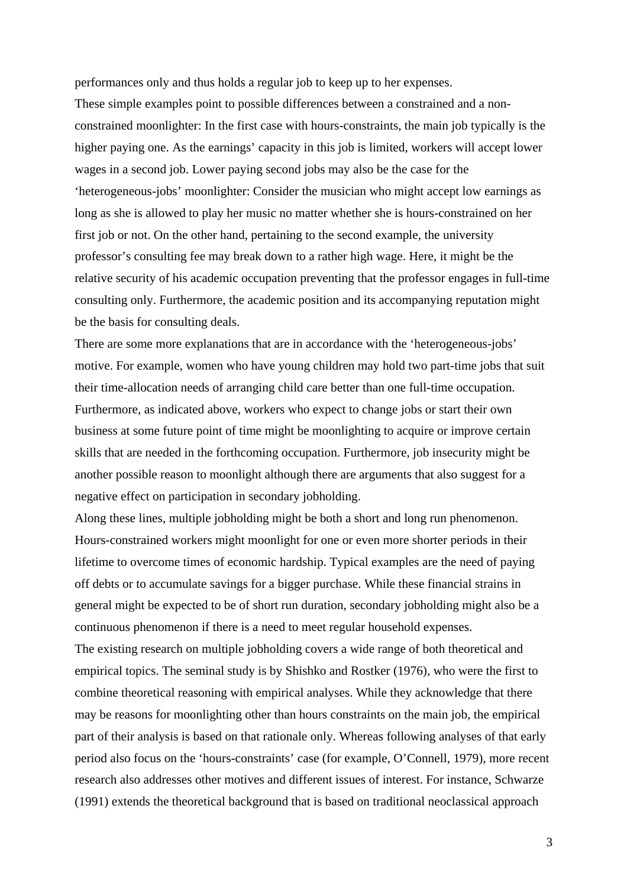performances only and thus holds a regular job to keep up to her expenses.

These simple examples point to possible differences between a constrained and a non-constrained moonlighter: In the first case with hours-constraints, the main job typically is the higher paying one. As the earnings' capacity in this job is limited, workers will accept lower wages in a second job. Lower paying second jobs may also be the case for the 'heterogeneous-jobs' moonlighter: Consider the musician who might accept low earnings as long as she is allowed to play her music no matter whether she is hours-constrained on her first job or not. On the other hand, pertaining to the second example, the university professor's consulting fee may break down to a rather high wage. Here, it might be the relative security of his academic occupation preventing that the professor engages in full-time consulting only. Furthermore, the academic position and its accompanying reputation might be the basis for consulting deals.

There are some more explanations that are in accordance with the 'heterogeneous-jobs' motive. For example, women who have young children may hold two part-time jobs that suit their time-allocation needs of arranging child care better than one full-time occupation. Furthermore, as indicated above, workers who expect to change jobs or start their own business at some future point of time might be moonlighting to acquire or improve certain skills that are needed in the forthcoming occupation. Furthermore, job insecurity might be another possible reason to moonlight although there are arguments that also suggest for a negative effect on participation in secondary jobholding.

Along these lines, multiple jobholding might be both a short and long run phenomenon. Hours-constrained workers might moonlight for one or even more shorter periods in their lifetime to overcome times of economic hardship. Typical examples are the need of paying off debts or to accumulate savings for a bigger purchase. While these financial strains in general might be expected to be of short run duration, secondary jobholding might also be a continuous phenomenon if there is a need to meet regular household expenses.

The existing research on multiple jobholding covers a wide range of both theoretical and empirical topics. The seminal study is by Shishko and Rostker (1976), who were the first to combine theoretical reasoning with empirical analyses. While they acknowledge that there may be reasons for moonlighting other than hours constraints on the main job, the empirical part of their analysis is based on that rationale only. Whereas following analyses of that early period also focus on the 'hours-constraints' case (for example, O'Connell, 1979), more recent research also addresses other motives and different issues of interest. For instance, Schwarze (1991) extends the theoretical background that is based on traditional neoclassical approach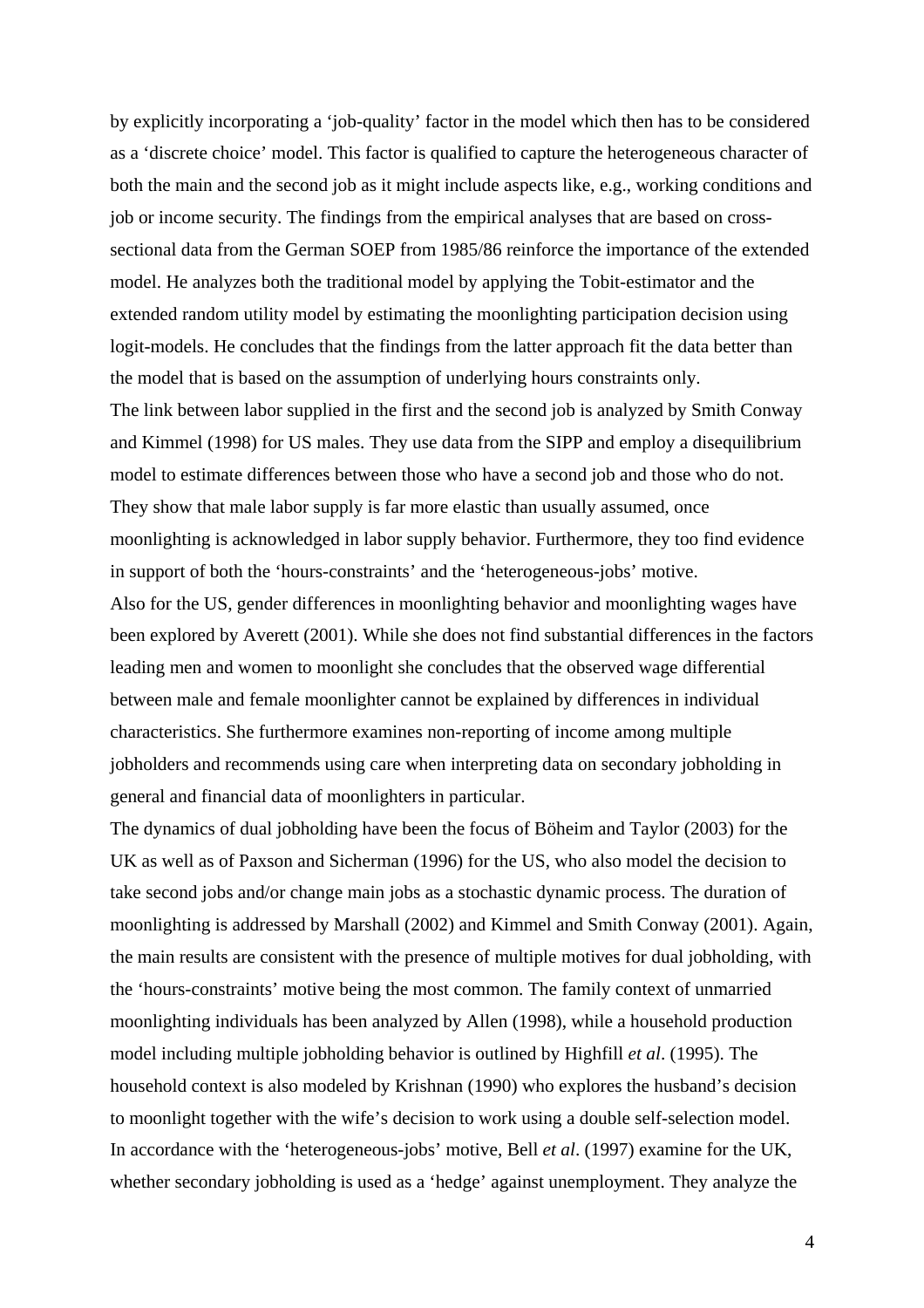by explicitly incorporating a 'job-quality' factor in the model which then has to be considered as a 'discrete choice' model. This factor is qualified to capture the heterogeneous character of both the main and the second job as it might include aspects like, e.g., working conditions and job or income security. The findings from the empirical analyses that are based on cross-sectional data from the German SOEP from 1985/86 reinforce the importance of the extended model. He analyzes both the traditional model by applying the Tobit-estimator and the extended random utility model by estimating the moonlighting participation decision using logit-models. He concludes that the findings from the latter approach fit the data better than the model that is based on the assumption of underlying hours constraints only.

The link between labor supplied in the first and the second job is analyzed by Smith Conway and Kimmel (1998) for US males. They use data from the SIPP and employ a disequilibrium model to estimate differences between those who have a second job and those who do not. They show that male labor supply is far more elastic than usually assumed, once moonlighting is acknowledged in labor supply behavior. Furthermore, they too find evidence in support of both the 'hours-constraints' and the 'heterogeneous-jobs' motive.

Also for the US, gender differences in moonlighting behavior and moonlighting wages have been explored by Averett (2001). While she does not find substantial differences in the factors leading men and women to moonlight she concludes that the observed wage differential between male and female moonlighter cannot be explained by differences in individual characteristics. She furthermore examines non-reporting of income among multiple jobholders and recommends using care when interpreting data on secondary jobholding in general and financial data of moonlighters in particular.

The dynamics of dual jobholding have been the focus of Böheim and Taylor (2003) for the UK as well as of Paxson and Sicherman (1996) for the US, who also model the decision to take second jobs and/or change main jobs as a stochastic dynamic process. The duration of moonlighting is addressed by Marshall (2002) and Kimmel and Smith Conway (2001). Again, the main results are consistent with the presence of multiple motives for dual jobholding, with the 'hours-constraints' motive being the most common. The family context of unmarried moonlighting individuals has been analyzed by Allen (1998), while a household production model including multiple jobholding behavior is outlined by Highfill *et al*. (1995). The household context is also modeled by Krishnan (1990) who explores the husband's decision to moonlight together with the wife's decision to work using a double self-selection model.

In accordance with the 'heterogeneous-jobs' motive, Bell *et al*. (1997) examine for the UK, whether secondary jobholding is used as a 'hedge' against unemployment. They analyze the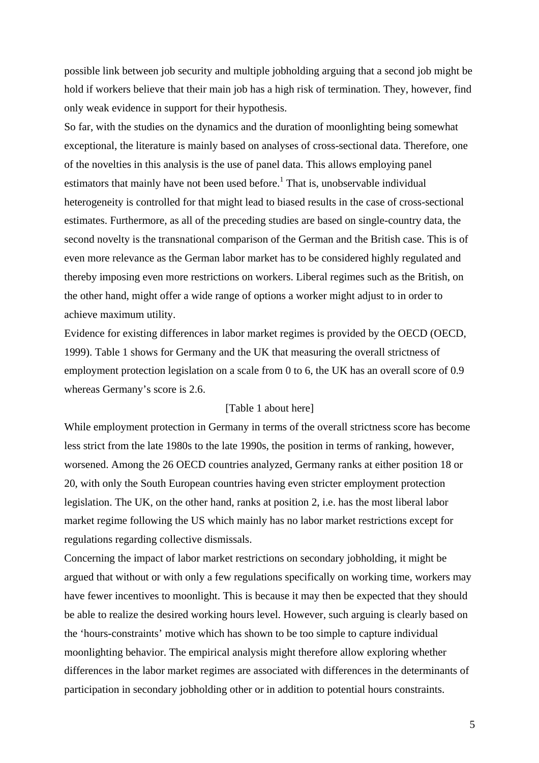possible link between job security and multiple jobholding arguing that a second job might be hold if workers believe that their main job has a high risk of termination. They, however, find only weak evidence in support for their hypothesis.

So far, with the studies on the dynamics and the duration of moonlighting being somewhat exceptional, the literature is mainly based on analyses of cross-sectional data. Therefore, one of the novelties in this analysis is the use of panel data. This allows employing panel estimators that mainly have not been used before.[1] That is, unobservable individual heterogeneity is controlled for that might lead to biased results in the case of cross-sectional estimates. Furthermore, as all of the preceding studies are based on single-country data, the second novelty is the transnational comparison of the German and the British case. This is of even more relevance as the German labor market has to be considered highly regulated and thereby imposing even more restrictions on workers. Liberal regimes such as the British, on the other hand, might offer a wide range of options a worker might adjust to in order to achieve maximum utility.

Evidence for existing differences in labor market regimes is provided by the OECD (OECD, 1999). Table 1 shows for Germany and the UK that measuring the overall strictness of employment protection legislation on a scale from 0 to 6, the UK has an overall score of 0.9 whereas Germany's score is 2.6.

[Table 1 about here]

While employment protection in Germany in terms of the overall strictness score has become less strict from the late 1980s to the late 1990s, the position in terms of ranking, however, worsened. Among the 26 OECD countries analyzed, Germany ranks at either position 18 or 20, with only the South European countries having even stricter employment protection legislation. The UK, on the other hand, ranks at position 2, i.e. has the most liberal labor market regime following the US which mainly has no labor market restrictions except for regulations regarding collective dismissals.

Concerning the impact of labor market restrictions on secondary jobholding, it might be argued that without or with only a few regulations specifically on working time, workers may have fewer incentives to moonlight. This is because it may then be expected that they should be able to realize the desired working hours level. However, such arguing is clearly based on the 'hours-constraints' motive which has shown to be too simple to capture individual moonlighting behavior. The empirical analysis might therefore allow exploring whether differences in the labor market regimes are associated with differences in the determinants of participation in secondary jobholding other or in addition to potential hours constraints.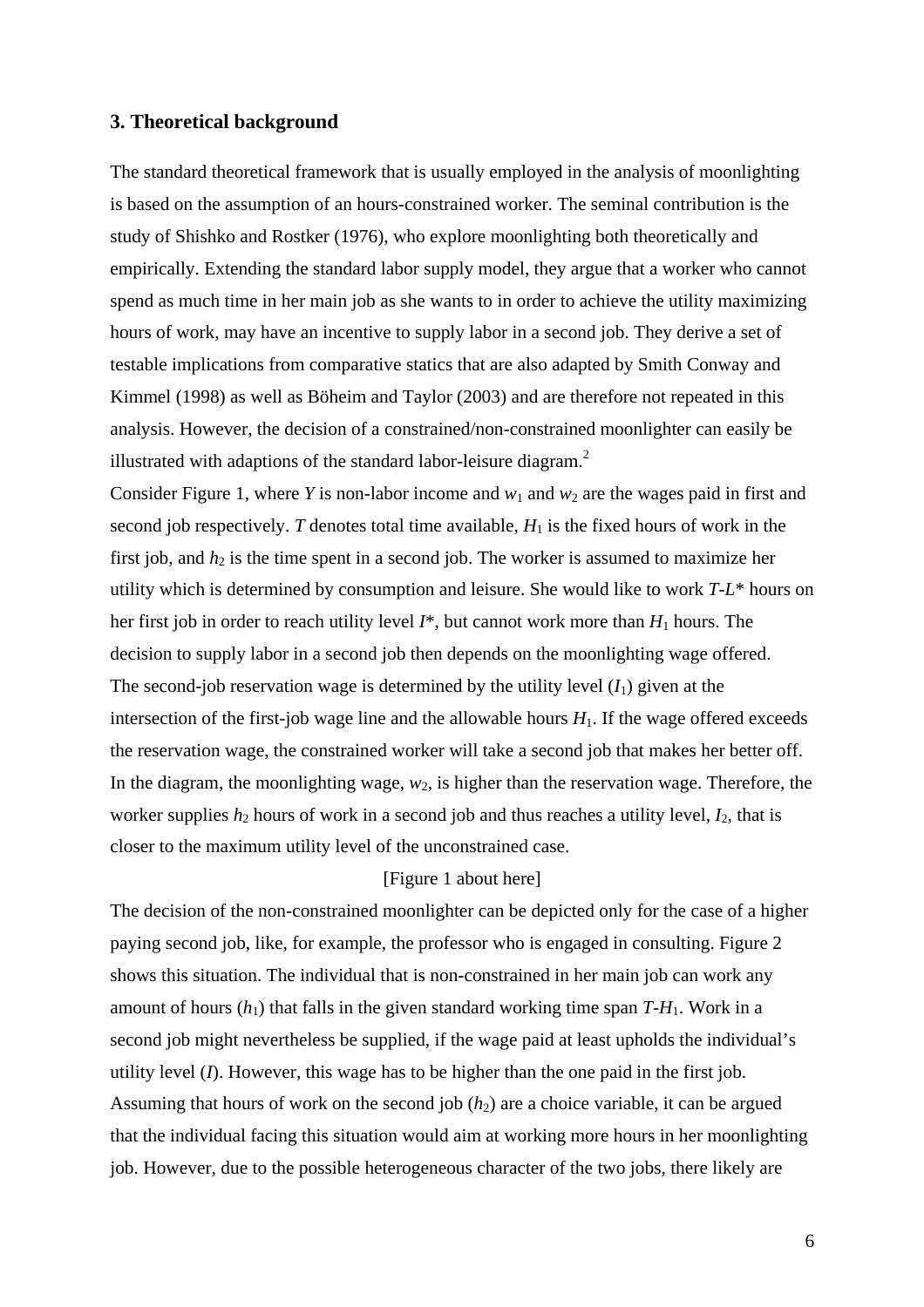## 3. Theoretical background

The standard theoretical framework that is usually employed in the analysis of moonlighting is based on the assumption of an hours-constrained worker. The seminal contribution is the study of Shishko and Rostker (1976), who explore moonlighting both theoretically and empirically. Extending the standard labor supply model, they argue that a worker who cannot spend as much time in her main job as she wants to in order to achieve the utility maximizing hours of work, may have an incentive to supply labor in a second job. They derive a set of testable implications from comparative statics that are also adapted by Smith Conway and Kimmel (1998) as well as Böheim and Taylor (2003) and are therefore not repeated in this analysis. However, the decision of a constrained/non-constrained moonlighter can easily be illustrated with adaptions of the standard labor-leisure diagram.[2]

Consider Figure 1, where *Y* is non-labor income and $w_1$ and $w_2$ are the wages paid in first and second job respectively. *T* denotes total time available, $H_1$ is the fixed hours of work in the first job, and $h_2$ is the time spent in a second job. The worker is assumed to maximize her utility which is determined by consumption and leisure. She would like to work $T$-$L^*$ hours on her first job in order to reach utility level $I^*$, but cannot work more than $H_1$ hours. The decision to supply labor in a second job then depends on the moonlighting wage offered. The second-job reservation wage is determined by the utility level ($I_1$) given at the intersection of the first-job wage line and the allowable hours $H_1$. If the wage offered exceeds the reservation wage, the constrained worker will take a second job that makes her better off. In the diagram, the moonlighting wage, $w_2$, is higher than the reservation wage. Therefore, the worker supplies $h_2$ hours of work in a second job and thus reaches a utility level, $I_2$, that is closer to the maximum utility level of the unconstrained case.

[Figure 1 about here]

The decision of the non-constrained moonlighter can be depicted only for the case of a higher paying second job, like, for example, the professor who is engaged in consulting. Figure 2 shows this situation. The individual that is non-constrained in her main job can work any amount of hours ($h_1$) that falls in the given standard working time span $T$-$H_1$. Work in a second job might nevertheless be supplied, if the wage paid at least upholds the individual's utility level (*I*). However, this wage has to be higher than the one paid in the first job. Assuming that hours of work on the second job ($h_2$) are a choice variable, it can be argued that the individual facing this situation would aim at working more hours in her moonlighting job. However, due to the possible heterogeneous character of the two jobs, there likely are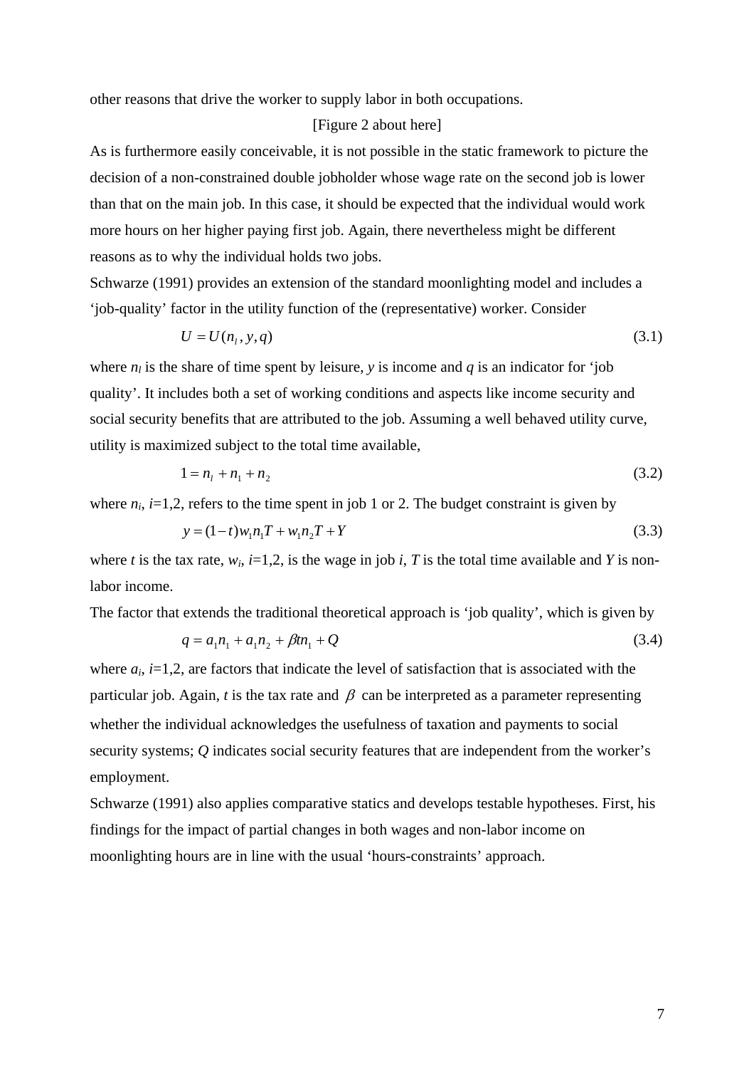other reasons that drive the worker to supply labor in both occupations.

[Figure 2 about here]

As is furthermore easily conceivable, it is not possible in the static framework to picture the decision of a non-constrained double jobholder whose wage rate on the second job is lower than that on the main job. In this case, it should be expected that the individual would work more hours on her higher paying first job. Again, there nevertheless might be different reasons as to why the individual holds two jobs.

Schwarze (1991) provides an extension of the standard moonlighting model and includes a 'job-quality' factor in the utility function of the (representative) worker. Consider

$$U = U(n_l, y, q) \tag{3.1}$$

where $n_l$ is the share of time spent by leisure, $y$ is income and $q$ is an indicator for 'job quality'. It includes both a set of working conditions and aspects like income security and social security benefits that are attributed to the job. Assuming a well behaved utility curve, utility is maximized subject to the total time available,

$$1 = n_l + n_1 + n_2 \tag{3.2}$$

where $n_i$, $i$=1,2, refers to the time spent in job 1 or 2. The budget constraint is given by

$$y = (1-t)w_1 n_1 T + w_1 n_2 T + Y \tag{3.3}$$

where $t$ is the tax rate, $w_i$, $i$=1,2, is the wage in job $i$, $T$ is the total time available and $Y$ is non-labor income.

The factor that extends the traditional theoretical approach is 'job quality', which is given by

$$q = a_1 n_1 + a_1 n_2 + \beta t n_1 + Q \tag{3.4}$$

where $a_i$, $i$=1,2, are factors that indicate the level of satisfaction that is associated with the particular job. Again, $t$ is the tax rate and $\beta$ can be interpreted as a parameter representing whether the individual acknowledges the usefulness of taxation and payments to social security systems; $Q$ indicates social security features that are independent from the worker's employment.

Schwarze (1991) also applies comparative statics and develops testable hypotheses. First, his findings for the impact of partial changes in both wages and non-labor income on moonlighting hours are in line with the usual 'hours-constraints' approach.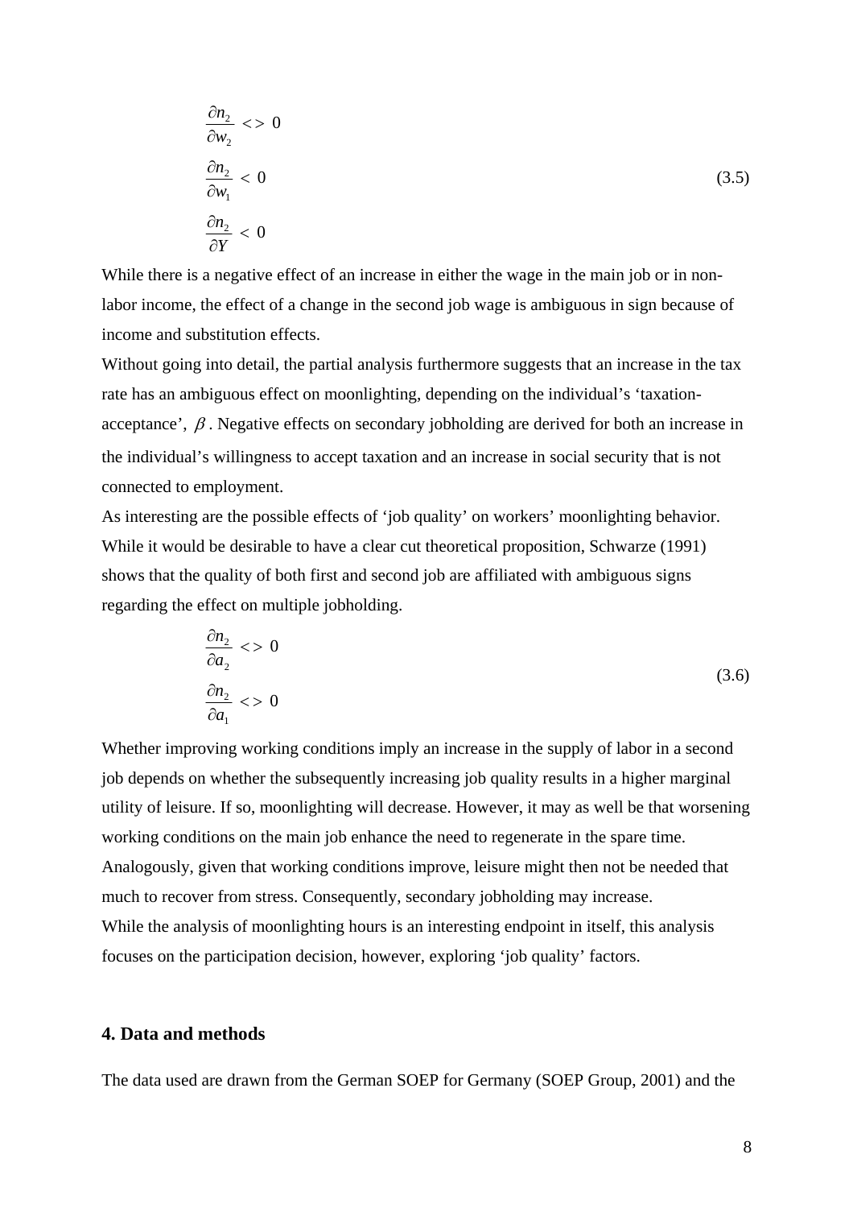$$
\begin{aligned}
&\frac{\partial n_2}{\partial w_2} <> 0 \\
&\frac{\partial n_2}{\partial w_1} < 0 \\
&\frac{\partial n_2}{\partial Y} < 0
\end{aligned}
\tag{3.5}
$$

While there is a negative effect of an increase in either the wage in the main job or in non-labor income, the effect of a change in the second job wage is ambiguous in sign because of income and substitution effects.

Without going into detail, the partial analysis furthermore suggests that an increase in the tax rate has an ambiguous effect on moonlighting, depending on the individual's 'taxation-acceptance', $\beta$. Negative effects on secondary jobholding are derived for both an increase in the individual's willingness to accept taxation and an increase in social security that is not connected to employment.

As interesting are the possible effects of 'job quality' on workers' moonlighting behavior. While it would be desirable to have a clear cut theoretical proposition, Schwarze (1991) shows that the quality of both first and second job are affiliated with ambiguous signs regarding the effect on multiple jobholding.

$$
\begin{aligned}
&\frac{\partial n_2}{\partial a_2} <> 0 \\
&\frac{\partial n_2}{\partial a_1} <> 0
\end{aligned}
\tag{3.6}
$$

Whether improving working conditions imply an increase in the supply of labor in a second job depends on whether the subsequently increasing job quality results in a higher marginal utility of leisure. If so, moonlighting will decrease. However, it may as well be that worsening working conditions on the main job enhance the need to regenerate in the spare time. Analogously, given that working conditions improve, leisure might then not be needed that much to recover from stress. Consequently, secondary jobholding may increase.

While the analysis of moonlighting hours is an interesting endpoint in itself, this analysis focuses on the participation decision, however, exploring 'job quality' factors.

## 4. Data and methods

The data used are drawn from the German SOEP for Germany (SOEP Group, 2001) and the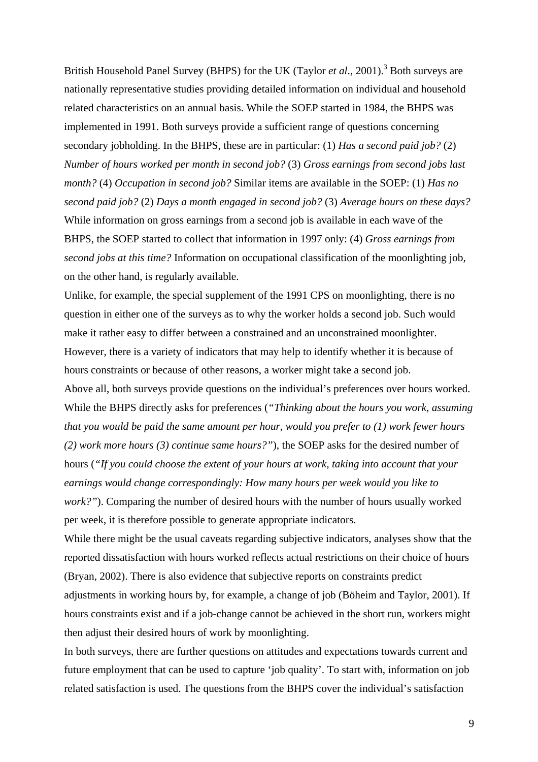British Household Panel Survey (BHPS) for the UK (Taylor *et al*., 2001).[3] Both surveys are nationally representative studies providing detailed information on individual and household related characteristics on an annual basis. While the SOEP started in 1984, the BHPS was implemented in 1991. Both surveys provide a sufficient range of questions concerning secondary jobholding. In the BHPS, these are in particular: (1) *Has a second paid job?* (2) *Number of hours worked per month in second job?* (3) *Gross earnings from second jobs last month?* (4) *Occupation in second job?* Similar items are available in the SOEP: (1) *Has no second paid job?* (2) *Days a month engaged in second job?* (3) *Average hours on these days?* While information on gross earnings from a second job is available in each wave of the BHPS, the SOEP started to collect that information in 1997 only: (4) *Gross earnings from second jobs at this time?* Information on occupational classification of the moonlighting job, on the other hand, is regularly available.

Unlike, for example, the special supplement of the 1991 CPS on moonlighting, there is no question in either one of the surveys as to why the worker holds a second job. Such would make it rather easy to differ between a constrained and an unconstrained moonlighter. However, there is a variety of indicators that may help to identify whether it is because of hours constraints or because of other reasons, a worker might take a second job.

Above all, both surveys provide questions on the individual's preferences over hours worked. While the BHPS directly asks for preferences (*"Thinking about the hours you work, assuming that you would be paid the same amount per hour, would you prefer to (1) work fewer hours (2) work more hours (3) continue same hours?"*), the SOEP asks for the desired number of hours (*"If you could choose the extent of your hours at work, taking into account that your earnings would change correspondingly: How many hours per week would you like to work?"*). Comparing the number of desired hours with the number of hours usually worked per week, it is therefore possible to generate appropriate indicators.

While there might be the usual caveats regarding subjective indicators, analyses show that the reported dissatisfaction with hours worked reflects actual restrictions on their choice of hours (Bryan, 2002). There is also evidence that subjective reports on constraints predict adjustments in working hours by, for example, a change of job (Böheim and Taylor, 2001). If hours constraints exist and if a job-change cannot be achieved in the short run, workers might then adjust their desired hours of work by moonlighting.

In both surveys, there are further questions on attitudes and expectations towards current and future employment that can be used to capture 'job quality'. To start with, information on job related satisfaction is used. The questions from the BHPS cover the individual's satisfaction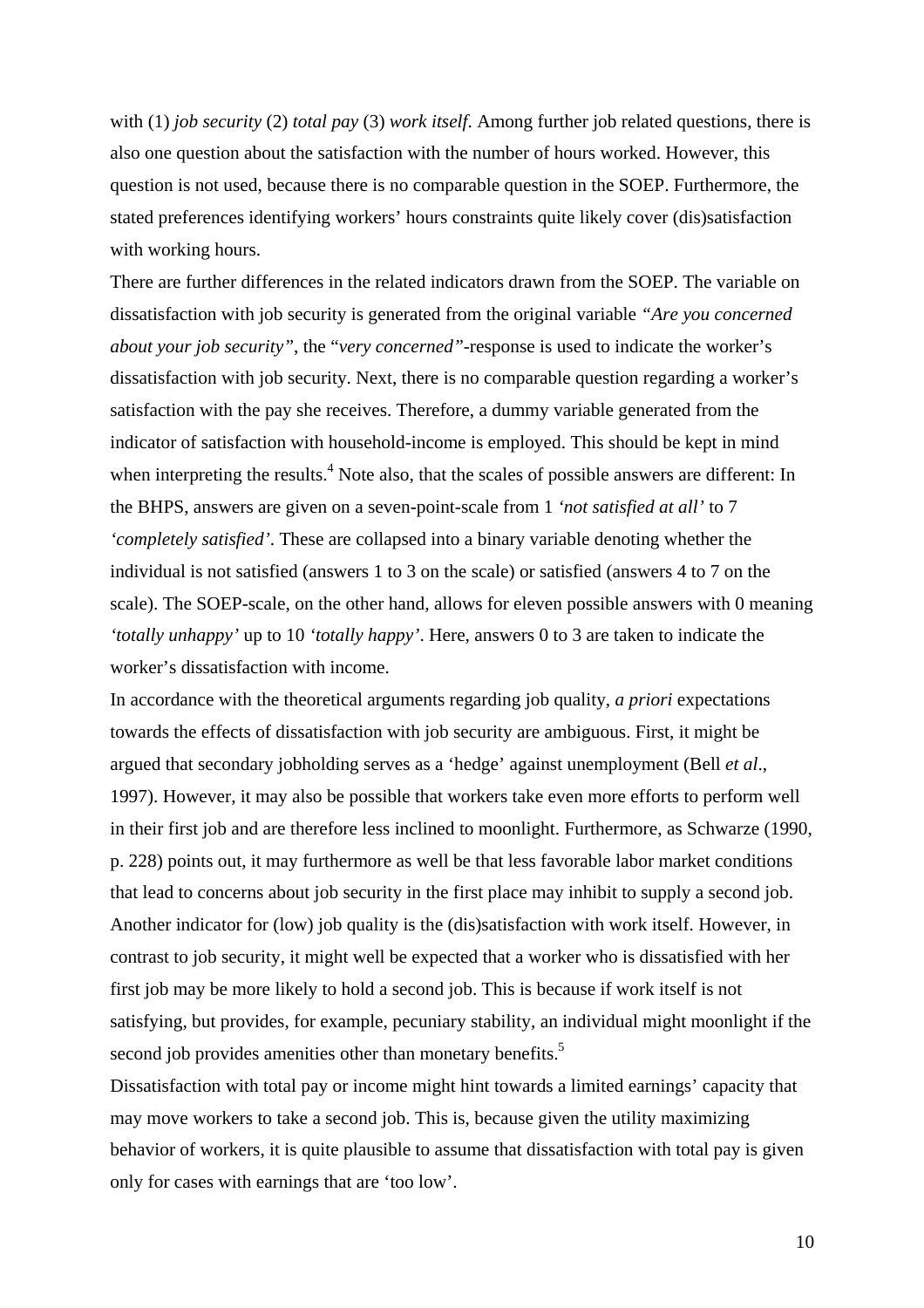with (1) *job security* (2) *total pay* (3) *work itself*. Among further job related questions, there is also one question about the satisfaction with the number of hours worked. However, this question is not used, because there is no comparable question in the SOEP. Furthermore, the stated preferences identifying workers' hours constraints quite likely cover (dis)satisfaction with working hours.

There are further differences in the related indicators drawn from the SOEP. The variable on dissatisfaction with job security is generated from the original variable *"Are you concerned about your job security"*, the "*very concerned"*-response is used to indicate the worker's dissatisfaction with job security. Next, there is no comparable question regarding a worker's satisfaction with the pay she receives. Therefore, a dummy variable generated from the indicator of satisfaction with household-income is employed. This should be kept in mind when interpreting the results.[4] Note also, that the scales of possible answers are different: In the BHPS, answers are given on a seven-point-scale from 1 *'not satisfied at all'* to 7 *'completely satisfied'*. These are collapsed into a binary variable denoting whether the individual is not satisfied (answers 1 to 3 on the scale) or satisfied (answers 4 to 7 on the scale). The SOEP-scale, on the other hand, allows for eleven possible answers with 0 meaning *'totally unhappy'* up to 10 *'totally happy'*. Here, answers 0 to 3 are taken to indicate the worker's dissatisfaction with income.

In accordance with the theoretical arguments regarding job quality, *a priori* expectations towards the effects of dissatisfaction with job security are ambiguous. First, it might be argued that secondary jobholding serves as a 'hedge' against unemployment (Bell *et al*., 1997). However, it may also be possible that workers take even more efforts to perform well in their first job and are therefore less inclined to moonlight. Furthermore, as Schwarze (1990, p. 228) points out, it may furthermore as well be that less favorable labor market conditions that lead to concerns about job security in the first place may inhibit to supply a second job.

Another indicator for (low) job quality is the (dis)satisfaction with work itself. However, in contrast to job security, it might well be expected that a worker who is dissatisfied with her first job may be more likely to hold a second job. This is because if work itself is not satisfying, but provides, for example, pecuniary stability, an individual might moonlight if the second job provides amenities other than monetary benefits.[5]

Dissatisfaction with total pay or income might hint towards a limited earnings' capacity that may move workers to take a second job. This is, because given the utility maximizing behavior of workers, it is quite plausible to assume that dissatisfaction with total pay is given only for cases with earnings that are 'too low'.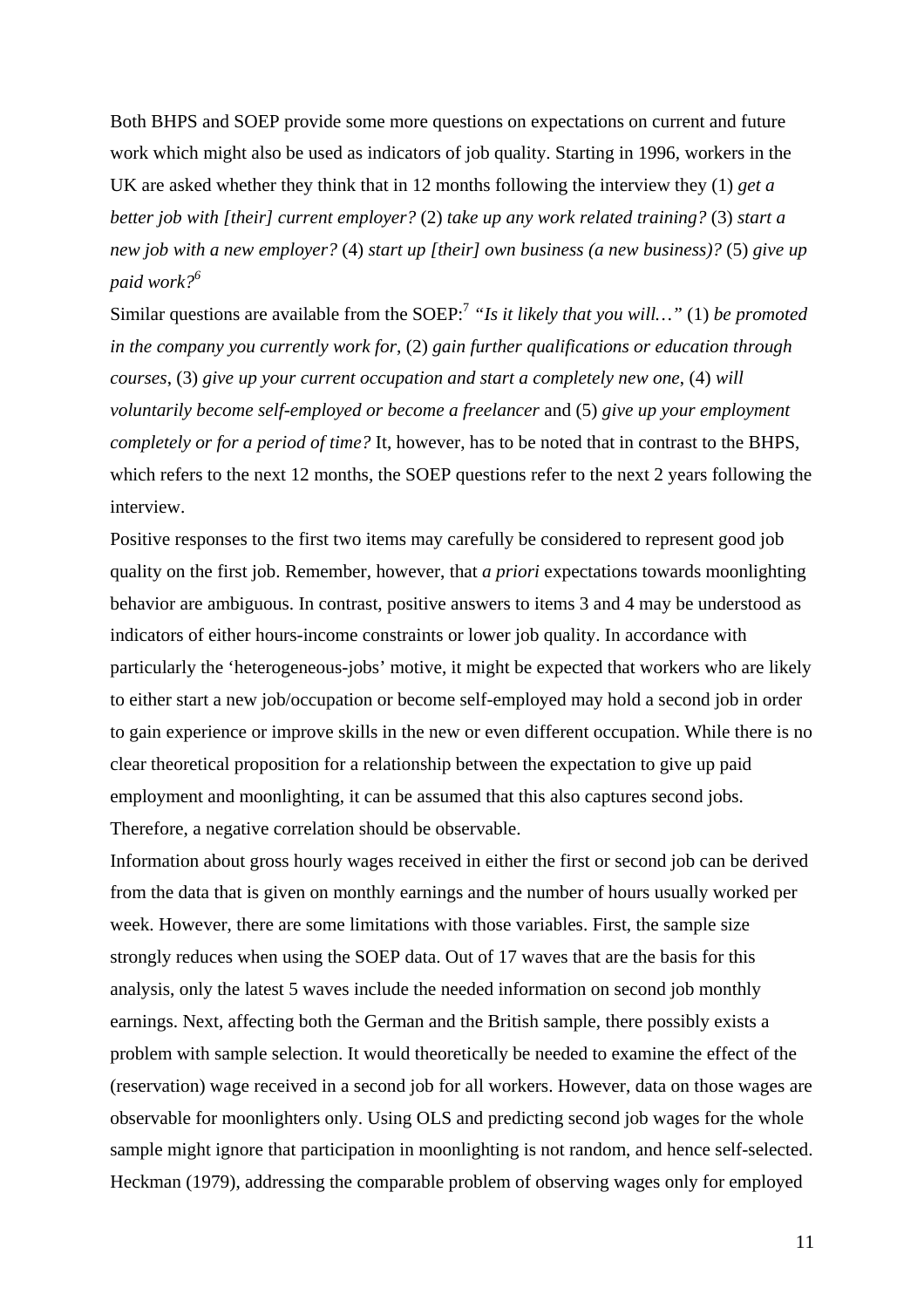Both BHPS and SOEP provide some more questions on expectations on current and future work which might also be used as indicators of job quality. Starting in 1996, workers in the UK are asked whether they think that in 12 months following the interview they (1) *get a better job with [their] current employer?* (2) *take up any work related training?* (3) *start a new job with a new employer?* (4) *start up [their] own business (a new business)?* (5) *give up paid work?*[6]

Similar questions are available from the SOEP:[7] *"Is it likely that you will…"* (1) *be promoted in the company you currently work for*, (2) *gain further qualifications or education through courses*, (3) *give up your current occupation and start a completely new one*, (4) *will voluntarily become self-employed or become a freelancer* and (5) *give up your employment completely or for a period of time?* It, however, has to be noted that in contrast to the BHPS, which refers to the next 12 months, the SOEP questions refer to the next 2 years following the interview.

Positive responses to the first two items may carefully be considered to represent good job quality on the first job. Remember, however, that *a priori* expectations towards moonlighting behavior are ambiguous. In contrast, positive answers to items 3 and 4 may be understood as indicators of either hours-income constraints or lower job quality. In accordance with particularly the 'heterogeneous-jobs' motive, it might be expected that workers who are likely to either start a new job/occupation or become self-employed may hold a second job in order to gain experience or improve skills in the new or even different occupation. While there is no clear theoretical proposition for a relationship between the expectation to give up paid employment and moonlighting, it can be assumed that this also captures second jobs. Therefore, a negative correlation should be observable.

Information about gross hourly wages received in either the first or second job can be derived from the data that is given on monthly earnings and the number of hours usually worked per week. However, there are some limitations with those variables. First, the sample size strongly reduces when using the SOEP data. Out of 17 waves that are the basis for this analysis, only the latest 5 waves include the needed information on second job monthly earnings. Next, affecting both the German and the British sample, there possibly exists a problem with sample selection. It would theoretically be needed to examine the effect of the (reservation) wage received in a second job for all workers. However, data on those wages are observable for moonlighters only. Using OLS and predicting second job wages for the whole sample might ignore that participation in moonlighting is not random, and hence self-selected. Heckman (1979), addressing the comparable problem of observing wages only for employed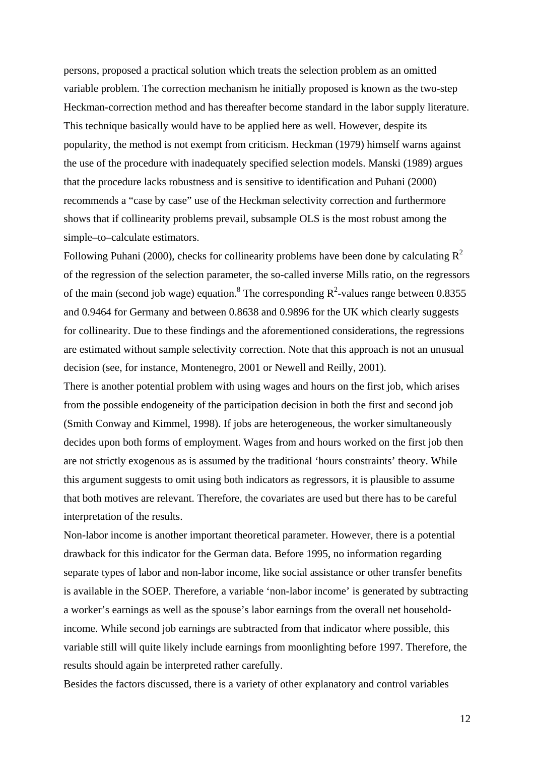persons, proposed a practical solution which treats the selection problem as an omitted variable problem. The correction mechanism he initially proposed is known as the two-step Heckman-correction method and has thereafter become standard in the labor supply literature. This technique basically would have to be applied here as well. However, despite its popularity, the method is not exempt from criticism. Heckman (1979) himself warns against the use of the procedure with inadequately specified selection models. Manski (1989) argues that the procedure lacks robustness and is sensitive to identification and Puhani (2000) recommends a "case by case" use of the Heckman selectivity correction and furthermore shows that if collinearity problems prevail, subsample OLS is the most robust among the simple–to–calculate estimators.

Following Puhani (2000), checks for collinearity problems have been done by calculating $R^2$ of the regression of the selection parameter, the so-called inverse Mills ratio, on the regressors of the main (second job wage) equation.[8] The corresponding $R^2$-values range between 0.8355 and 0.9464 for Germany and between 0.8638 and 0.9896 for the UK which clearly suggests for collinearity. Due to these findings and the aforementioned considerations, the regressions are estimated without sample selectivity correction. Note that this approach is not an unusual decision (see, for instance, Montenegro, 2001 or Newell and Reilly, 2001).

There is another potential problem with using wages and hours on the first job, which arises from the possible endogeneity of the participation decision in both the first and second job (Smith Conway and Kimmel, 1998). If jobs are heterogeneous, the worker simultaneously decides upon both forms of employment. Wages from and hours worked on the first job then are not strictly exogenous as is assumed by the traditional 'hours constraints' theory. While this argument suggests to omit using both indicators as regressors, it is plausible to assume that both motives are relevant. Therefore, the covariates are used but there has to be careful interpretation of the results.

Non-labor income is another important theoretical parameter. However, there is a potential drawback for this indicator for the German data. Before 1995, no information regarding separate types of labor and non-labor income, like social assistance or other transfer benefits is available in the SOEP. Therefore, a variable 'non-labor income' is generated by subtracting a worker's earnings as well as the spouse's labor earnings from the overall net household-income. While second job earnings are subtracted from that indicator where possible, this variable still will quite likely include earnings from moonlighting before 1997. Therefore, the results should again be interpreted rather carefully.

Besides the factors discussed, there is a variety of other explanatory and control variables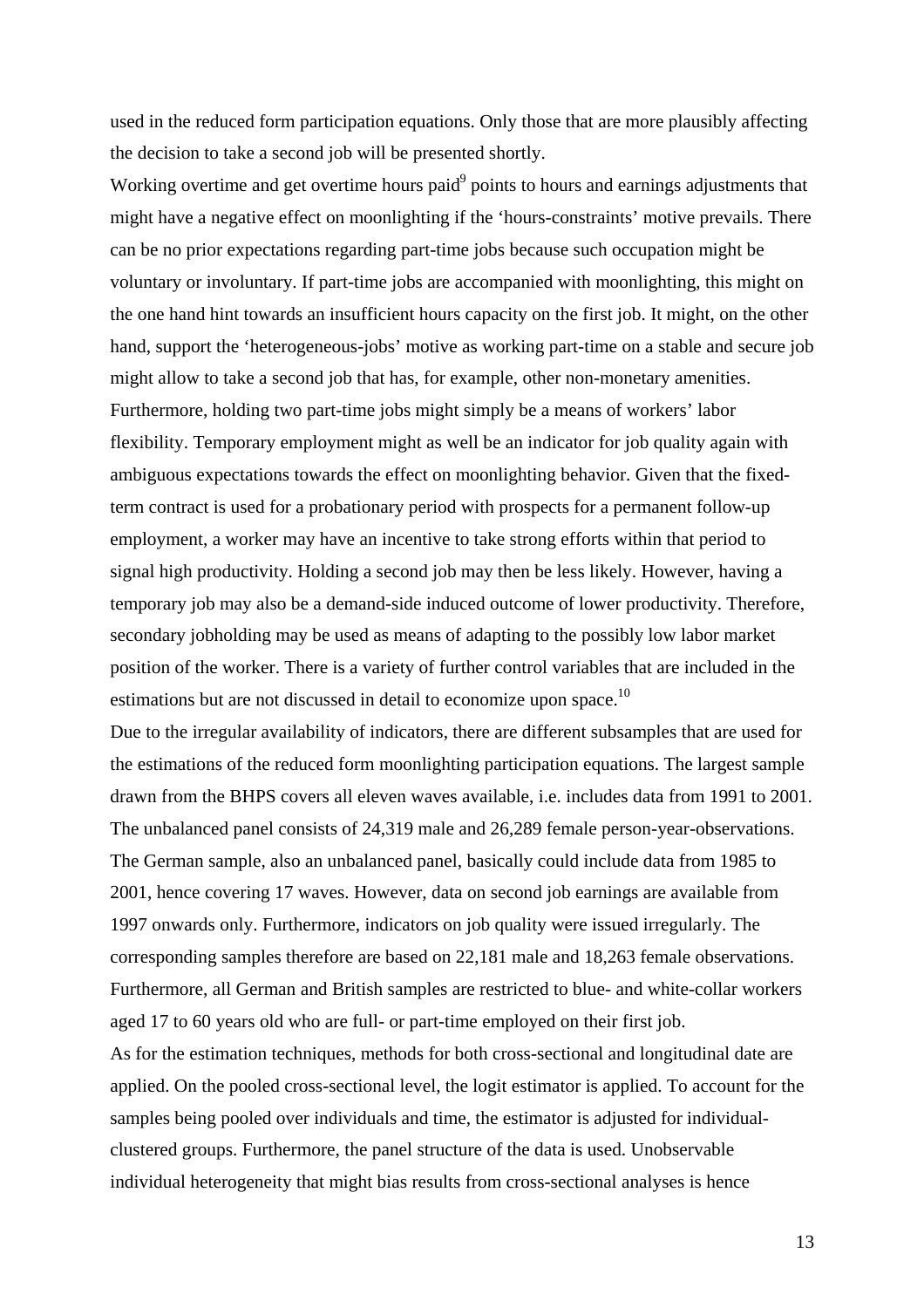used in the reduced form participation equations. Only those that are more plausibly affecting the decision to take a second job will be presented shortly.

Working overtime and get overtime hours paid[9] points to hours and earnings adjustments that might have a negative effect on moonlighting if the 'hours-constraints' motive prevails. There can be no prior expectations regarding part-time jobs because such occupation might be voluntary or involuntary. If part-time jobs are accompanied with moonlighting, this might on the one hand hint towards an insufficient hours capacity on the first job. It might, on the other hand, support the 'heterogeneous-jobs' motive as working part-time on a stable and secure job might allow to take a second job that has, for example, other non-monetary amenities. Furthermore, holding two part-time jobs might simply be a means of workers' labor flexibility. Temporary employment might as well be an indicator for job quality again with ambiguous expectations towards the effect on moonlighting behavior. Given that the fixed-term contract is used for a probationary period with prospects for a permanent follow-up employment, a worker may have an incentive to take strong efforts within that period to signal high productivity. Holding a second job may then be less likely. However, having a temporary job may also be a demand-side induced outcome of lower productivity. Therefore, secondary jobholding may be used as means of adapting to the possibly low labor market position of the worker. There is a variety of further control variables that are included in the estimations but are not discussed in detail to economize upon space.[10]

Due to the irregular availability of indicators, there are different subsamples that are used for the estimations of the reduced form moonlighting participation equations. The largest sample drawn from the BHPS covers all eleven waves available, i.e. includes data from 1991 to 2001. The unbalanced panel consists of 24,319 male and 26,289 female person-year-observations. The German sample, also an unbalanced panel, basically could include data from 1985 to 2001, hence covering 17 waves. However, data on second job earnings are available from 1997 onwards only. Furthermore, indicators on job quality were issued irregularly. The corresponding samples therefore are based on 22,181 male and 18,263 female observations. Furthermore, all German and British samples are restricted to blue- and white-collar workers aged 17 to 60 years old who are full- or part-time employed on their first job.

As for the estimation techniques, methods for both cross-sectional and longitudinal date are applied. On the pooled cross-sectional level, the logit estimator is applied. To account for the samples being pooled over individuals and time, the estimator is adjusted for individual-clustered groups. Furthermore, the panel structure of the data is used. Unobservable individual heterogeneity that might bias results from cross-sectional analyses is hence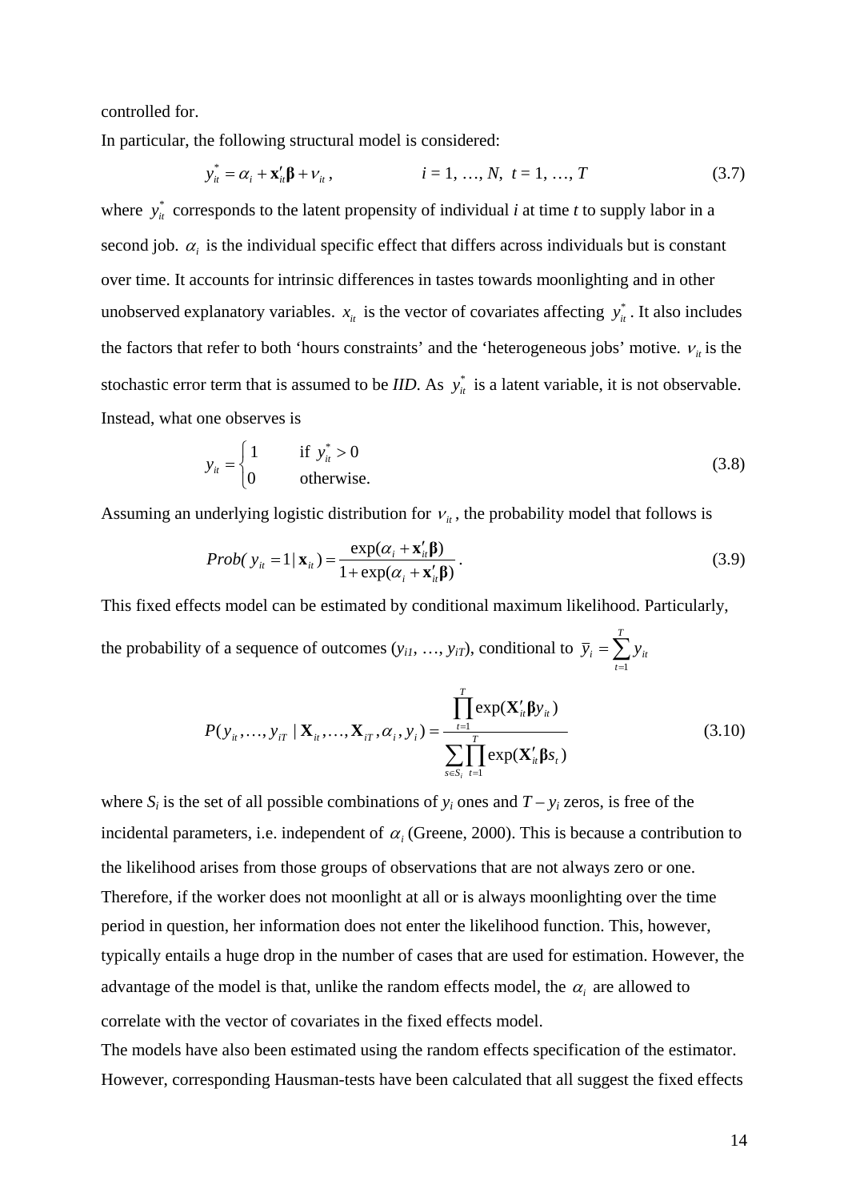controlled for.

In particular, the following structural model is considered:

$$y_{it}^{*} = \alpha_i + \mathbf{x}_{it}'\boldsymbol{\beta} + \nu_{it}, \qquad\qquad i = 1, \ldots, N, \; t = 1, \ldots, T \tag{3.7}$$

where $y_{it}^{*}$ corresponds to the latent propensity of individual *i* at time *t* to supply labor in a second job. $\alpha_i$ is the individual specific effect that differs across individuals but is constant over time. It accounts for intrinsic differences in tastes towards moonlighting and in other unobserved explanatory variables. $x_{it}$ is the vector of covariates affecting $y_{it}^{*}$. It also includes the factors that refer to both 'hours constraints' and the 'heterogeneous jobs' motive. $\nu_{it}$ is the stochastic error term that is assumed to be *IID*. As $y_{it}^{*}$ is a latent variable, it is not observable. Instead, what one observes is

$$y_{it} = \begin{cases} 1 & \text{if } y_{it}^{*} > 0 \\ 0 & \text{otherwise.} \end{cases} \tag{3.8}$$

Assuming an underlying logistic distribution for $\nu_{it}$, the probability model that follows is

$$Prob(\, y_{it} = 1 \,|\, \mathbf{x}_{it}) = \frac{\exp(\alpha_i + \mathbf{x}_{it}'\boldsymbol{\beta})}{1 + \exp(\alpha_i + \mathbf{x}_{it}'\boldsymbol{\beta})}. \tag{3.9}$$

This fixed effects model can be estimated by conditional maximum likelihood. Particularly, the probability of a sequence of outcomes ($y_{i1}, \ldots, y_{iT}$), conditional to $\bar{y}_i = \sum_{t=1}^{T} y_{it}$

$$P(y_{it}, \ldots, y_{iT} \,|\, \mathbf{X}_{it}, \ldots, \mathbf{X}_{iT}, \alpha_i, y_i) = \frac{\prod_{t=1}^{T} \exp(\mathbf{X}_{it}'\boldsymbol{\beta} y_{it})}{\sum_{s \in S_i} \prod_{t=1}^{T} \exp(\mathbf{X}_{it}'\boldsymbol{\beta} s_t)} \tag{3.10}$$

where $S_i$ is the set of all possible combinations of $y_i$ ones and $T - y_i$ zeros, is free of the incidental parameters, i.e. independent of $\alpha_i$ (Greene, 2000). This is because a contribution to the likelihood arises from those groups of observations that are not always zero or one. Therefore, if the worker does not moonlight at all or is always moonlighting over the time period in question, her information does not enter the likelihood function. This, however, typically entails a huge drop in the number of cases that are used for estimation. However, the advantage of the model is that, unlike the random effects model, the $\alpha_i$ are allowed to correlate with the vector of covariates in the fixed effects model.

The models have also been estimated using the random effects specification of the estimator. However, corresponding Hausman-tests have been calculated that all suggest the fixed effects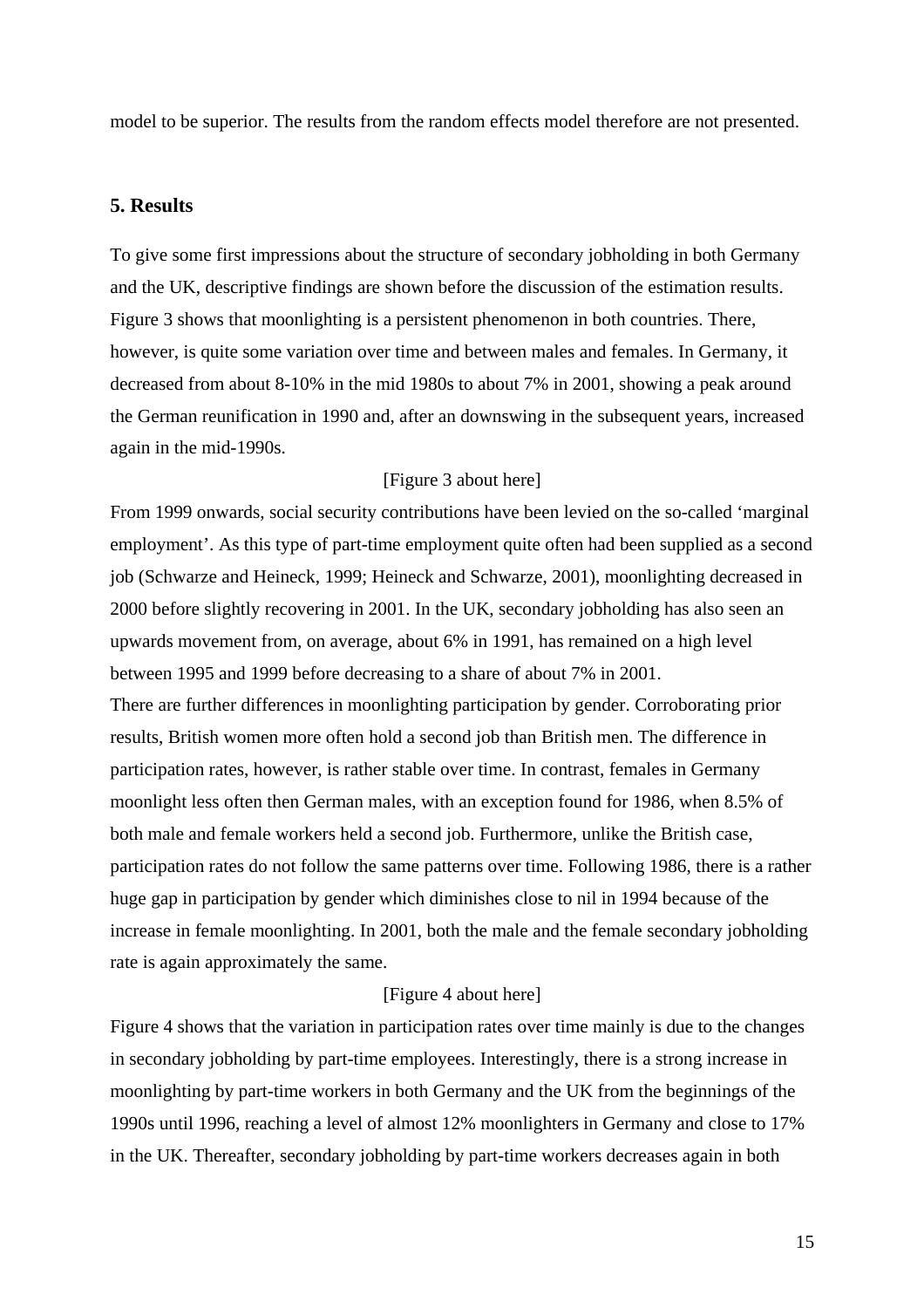model to be superior. The results from the random effects model therefore are not presented.

## 5. Results

To give some first impressions about the structure of secondary jobholding in both Germany and the UK, descriptive findings are shown before the discussion of the estimation results. Figure 3 shows that moonlighting is a persistent phenomenon in both countries. There, however, is quite some variation over time and between males and females. In Germany, it decreased from about 8-10% in the mid 1980s to about 7% in 2001, showing a peak around the German reunification in 1990 and, after an downswing in the subsequent years, increased again in the mid-1990s.

[Figure 3 about here]

From 1999 onwards, social security contributions have been levied on the so-called 'marginal employment'. As this type of part-time employment quite often had been supplied as a second job (Schwarze and Heineck, 1999; Heineck and Schwarze, 2001), moonlighting decreased in 2000 before slightly recovering in 2001. In the UK, secondary jobholding has also seen an upwards movement from, on average, about 6% in 1991, has remained on a high level between 1995 and 1999 before decreasing to a share of about 7% in 2001.

There are further differences in moonlighting participation by gender. Corroborating prior results, British women more often hold a second job than British men. The difference in participation rates, however, is rather stable over time. In contrast, females in Germany moonlight less often then German males, with an exception found for 1986, when 8.5% of both male and female workers held a second job. Furthermore, unlike the British case, participation rates do not follow the same patterns over time. Following 1986, there is a rather huge gap in participation by gender which diminishes close to nil in 1994 because of the increase in female moonlighting. In 2001, both the male and the female secondary jobholding rate is again approximately the same.

[Figure 4 about here]

Figure 4 shows that the variation in participation rates over time mainly is due to the changes in secondary jobholding by part-time employees. Interestingly, there is a strong increase in moonlighting by part-time workers in both Germany and the UK from the beginnings of the 1990s until 1996, reaching a level of almost 12% moonlighters in Germany and close to 17% in the UK. Thereafter, secondary jobholding by part-time workers decreases again in both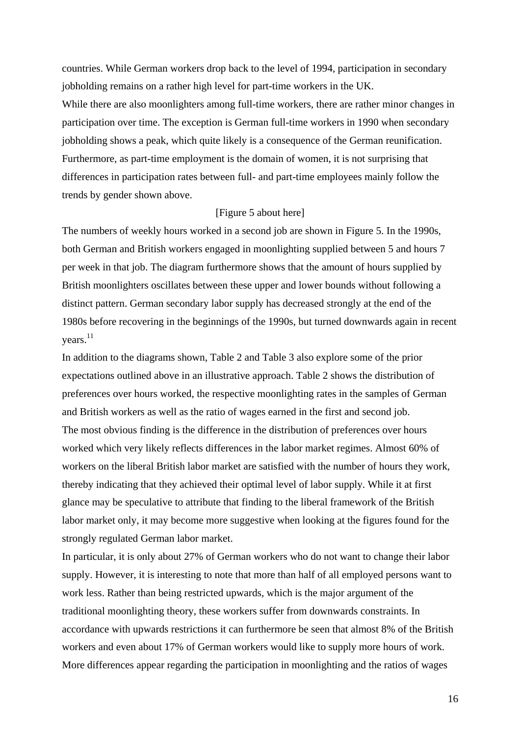countries. While German workers drop back to the level of 1994, participation in secondary jobholding remains on a rather high level for part-time workers in the UK.

While there are also moonlighters among full-time workers, there are rather minor changes in participation over time. The exception is German full-time workers in 1990 when secondary jobholding shows a peak, which quite likely is a consequence of the German reunification. Furthermore, as part-time employment is the domain of women, it is not surprising that differences in participation rates between full- and part-time employees mainly follow the trends by gender shown above.

[Figure 5 about here]

The numbers of weekly hours worked in a second job are shown in Figure 5. In the 1990s, both German and British workers engaged in moonlighting supplied between 5 and hours 7 per week in that job. The diagram furthermore shows that the amount of hours supplied by British moonlighters oscillates between these upper and lower bounds without following a distinct pattern. German secondary labor supply has decreased strongly at the end of the 1980s before recovering in the beginnings of the 1990s, but turned downwards again in recent years.[11]

In addition to the diagrams shown, Table 2 and Table 3 also explore some of the prior expectations outlined above in an illustrative approach. Table 2 shows the distribution of preferences over hours worked, the respective moonlighting rates in the samples of German and British workers as well as the ratio of wages earned in the first and second job.

The most obvious finding is the difference in the distribution of preferences over hours worked which very likely reflects differences in the labor market regimes. Almost 60% of workers on the liberal British labor market are satisfied with the number of hours they work, thereby indicating that they achieved their optimal level of labor supply. While it at first glance may be speculative to attribute that finding to the liberal framework of the British labor market only, it may become more suggestive when looking at the figures found for the strongly regulated German labor market.

In particular, it is only about 27% of German workers who do not want to change their labor supply. However, it is interesting to note that more than half of all employed persons want to work less. Rather than being restricted upwards, which is the major argument of the traditional moonlighting theory, these workers suffer from downwards constraints. In accordance with upwards restrictions it can furthermore be seen that almost 8% of the British workers and even about 17% of German workers would like to supply more hours of work. More differences appear regarding the participation in moonlighting and the ratios of wages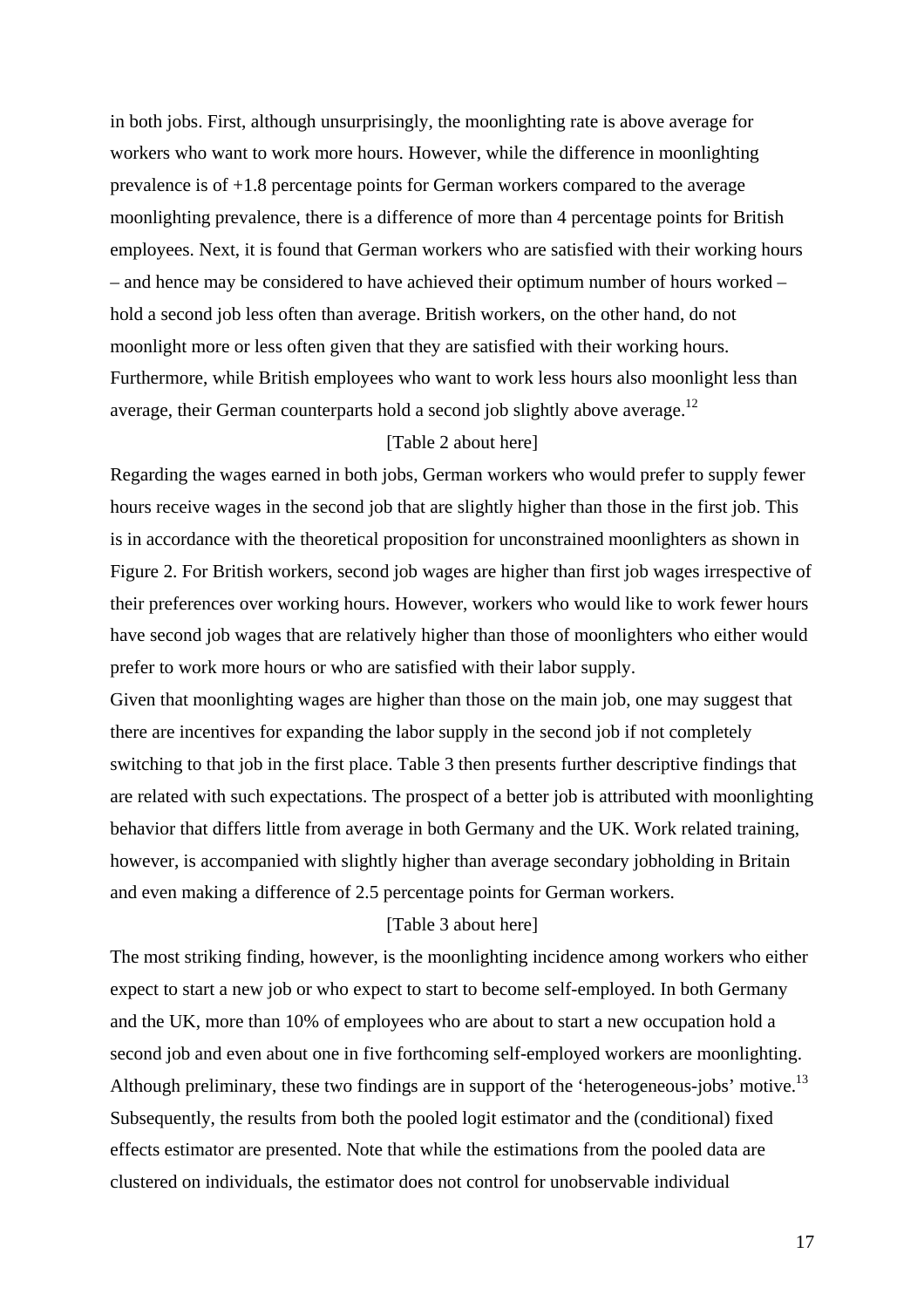in both jobs. First, although unsurprisingly, the moonlighting rate is above average for workers who want to work more hours. However, while the difference in moonlighting prevalence is of +1.8 percentage points for German workers compared to the average moonlighting prevalence, there is a difference of more than 4 percentage points for British employees. Next, it is found that German workers who are satisfied with their working hours – and hence may be considered to have achieved their optimum number of hours worked – hold a second job less often than average. British workers, on the other hand, do not moonlight more or less often given that they are satisfied with their working hours. Furthermore, while British employees who want to work less hours also moonlight less than average, their German counterparts hold a second job slightly above average.[12]

[Table 2 about here]

Regarding the wages earned in both jobs, German workers who would prefer to supply fewer hours receive wages in the second job that are slightly higher than those in the first job. This is in accordance with the theoretical proposition for unconstrained moonlighters as shown in Figure 2. For British workers, second job wages are higher than first job wages irrespective of their preferences over working hours. However, workers who would like to work fewer hours have second job wages that are relatively higher than those of moonlighters who either would prefer to work more hours or who are satisfied with their labor supply.

Given that moonlighting wages are higher than those on the main job, one may suggest that there are incentives for expanding the labor supply in the second job if not completely switching to that job in the first place. Table 3 then presents further descriptive findings that are related with such expectations. The prospect of a better job is attributed with moonlighting behavior that differs little from average in both Germany and the UK. Work related training, however, is accompanied with slightly higher than average secondary jobholding in Britain and even making a difference of 2.5 percentage points for German workers.

[Table 3 about here]

The most striking finding, however, is the moonlighting incidence among workers who either expect to start a new job or who expect to start to become self-employed. In both Germany and the UK, more than 10% of employees who are about to start a new occupation hold a second job and even about one in five forthcoming self-employed workers are moonlighting. Although preliminary, these two findings are in support of the 'heterogeneous-jobs' motive.[13] Subsequently, the results from both the pooled logit estimator and the (conditional) fixed effects estimator are presented. Note that while the estimations from the pooled data are clustered on individuals, the estimator does not control for unobservable individual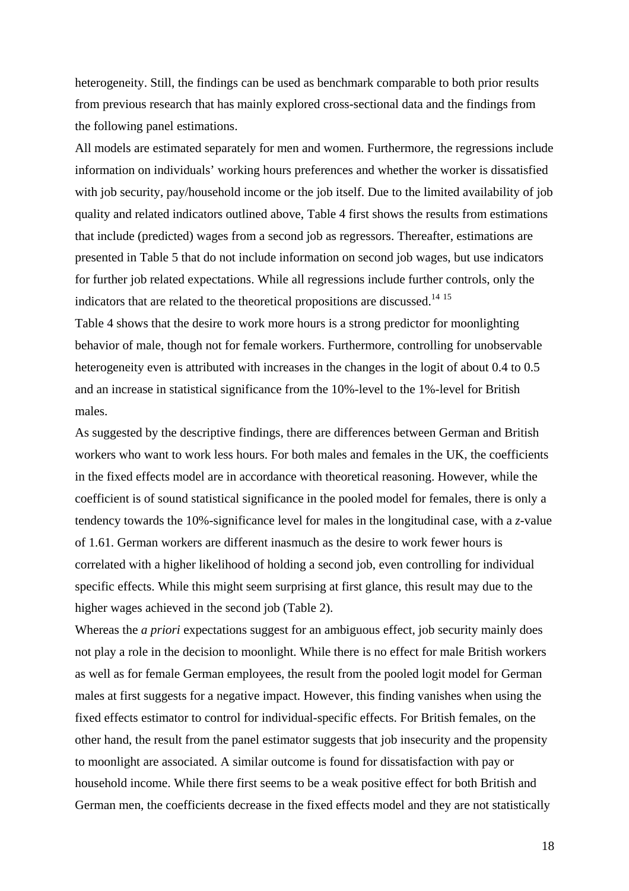heterogeneity. Still, the findings can be used as benchmark comparable to both prior results from previous research that has mainly explored cross-sectional data and the findings from the following panel estimations.

All models are estimated separately for men and women. Furthermore, the regressions include information on individuals' working hours preferences and whether the worker is dissatisfied with job security, pay/household income or the job itself. Due to the limited availability of job quality and related indicators outlined above, Table 4 first shows the results from estimations that include (predicted) wages from a second job as regressors. Thereafter, estimations are presented in Table 5 that do not include information on second job wages, but use indicators for further job related expectations. While all regressions include further controls, only the indicators that are related to the theoretical propositions are discussed.[14] [15]

Table 4 shows that the desire to work more hours is a strong predictor for moonlighting behavior of male, though not for female workers. Furthermore, controlling for unobservable heterogeneity even is attributed with increases in the changes in the logit of about 0.4 to 0.5 and an increase in statistical significance from the 10%-level to the 1%-level for British males.

As suggested by the descriptive findings, there are differences between German and British workers who want to work less hours. For both males and females in the UK, the coefficients in the fixed effects model are in accordance with theoretical reasoning. However, while the coefficient is of sound statistical significance in the pooled model for females, there is only a tendency towards the 10%-significance level for males in the longitudinal case, with a *z*-value of 1.61. German workers are different inasmuch as the desire to work fewer hours is correlated with a higher likelihood of holding a second job, even controlling for individual specific effects. While this might seem surprising at first glance, this result may due to the higher wages achieved in the second job (Table 2).

Whereas the *a priori* expectations suggest for an ambiguous effect, job security mainly does not play a role in the decision to moonlight. While there is no effect for male British workers as well as for female German employees, the result from the pooled logit model for German males at first suggests for a negative impact. However, this finding vanishes when using the fixed effects estimator to control for individual-specific effects. For British females, on the other hand, the result from the panel estimator suggests that job insecurity and the propensity to moonlight are associated. A similar outcome is found for dissatisfaction with pay or household income. While there first seems to be a weak positive effect for both British and German men, the coefficients decrease in the fixed effects model and they are not statistically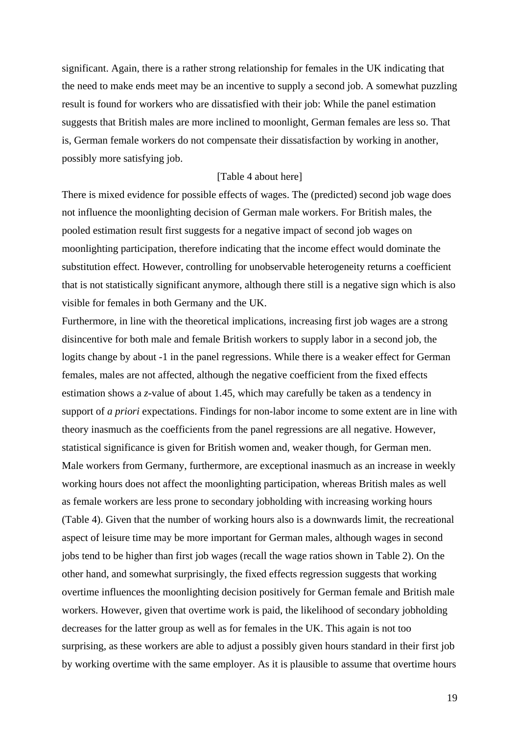significant. Again, there is a rather strong relationship for females in the UK indicating that the need to make ends meet may be an incentive to supply a second job. A somewhat puzzling result is found for workers who are dissatisfied with their job: While the panel estimation suggests that British males are more inclined to moonlight, German females are less so. That is, German female workers do not compensate their dissatisfaction by working in another, possibly more satisfying job.

[Table 4 about here]

There is mixed evidence for possible effects of wages. The (predicted) second job wage does not influence the moonlighting decision of German male workers. For British males, the pooled estimation result first suggests for a negative impact of second job wages on moonlighting participation, therefore indicating that the income effect would dominate the substitution effect. However, controlling for unobservable heterogeneity returns a coefficient that is not statistically significant anymore, although there still is a negative sign which is also visible for females in both Germany and the UK.

Furthermore, in line with the theoretical implications, increasing first job wages are a strong disincentive for both male and female British workers to supply labor in a second job, the logits change by about -1 in the panel regressions. While there is a weaker effect for German females, males are not affected, although the negative coefficient from the fixed effects estimation shows a $z$-value of about 1.45, which may carefully be taken as a tendency in support of *a priori* expectations. Findings for non-labor income to some extent are in line with theory inasmuch as the coefficients from the panel regressions are all negative. However, statistical significance is given for British women and, weaker though, for German men. Male workers from Germany, furthermore, are exceptional inasmuch as an increase in weekly working hours does not affect the moonlighting participation, whereas British males as well as female workers are less prone to secondary jobholding with increasing working hours (Table 4). Given that the number of working hours also is a downwards limit, the recreational aspect of leisure time may be more important for German males, although wages in second jobs tend to be higher than first job wages (recall the wage ratios shown in Table 2). On the other hand, and somewhat surprisingly, the fixed effects regression suggests that working overtime influences the moonlighting decision positively for German female and British male workers. However, given that overtime work is paid, the likelihood of secondary jobholding decreases for the latter group as well as for females in the UK. This again is not too surprising, as these workers are able to adjust a possibly given hours standard in their first job by working overtime with the same employer. As it is plausible to assume that overtime hours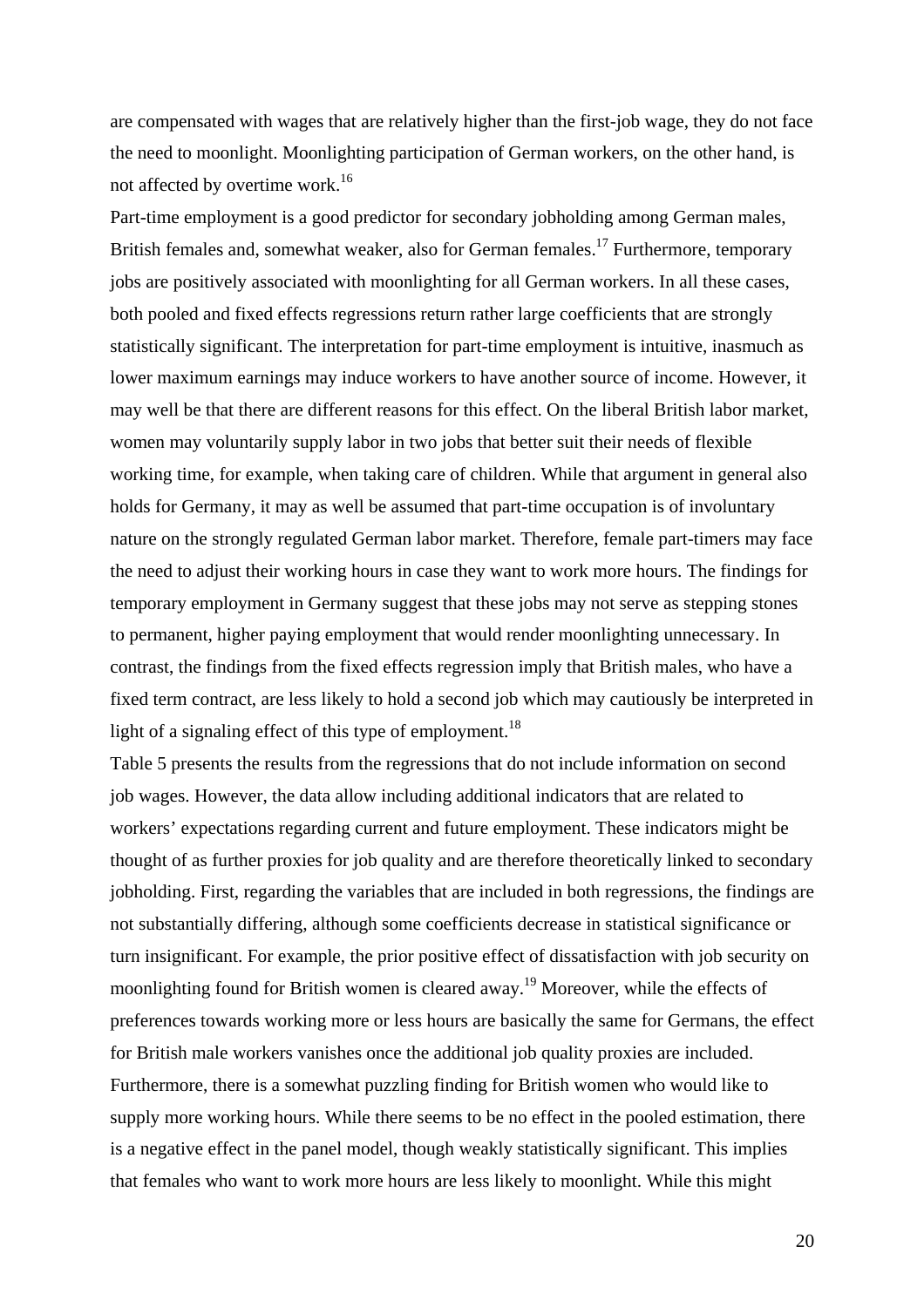are compensated with wages that are relatively higher than the first-job wage, they do not face the need to moonlight. Moonlighting participation of German workers, on the other hand, is not affected by overtime work.[16]

Part-time employment is a good predictor for secondary jobholding among German males, British females and, somewhat weaker, also for German females.[17] Furthermore, temporary jobs are positively associated with moonlighting for all German workers. In all these cases, both pooled and fixed effects regressions return rather large coefficients that are strongly statistically significant. The interpretation for part-time employment is intuitive, inasmuch as lower maximum earnings may induce workers to have another source of income. However, it may well be that there are different reasons for this effect. On the liberal British labor market, women may voluntarily supply labor in two jobs that better suit their needs of flexible working time, for example, when taking care of children. While that argument in general also holds for Germany, it may as well be assumed that part-time occupation is of involuntary nature on the strongly regulated German labor market. Therefore, female part-timers may face the need to adjust their working hours in case they want to work more hours. The findings for temporary employment in Germany suggest that these jobs may not serve as stepping stones to permanent, higher paying employment that would render moonlighting unnecessary. In contrast, the findings from the fixed effects regression imply that British males, who have a fixed term contract, are less likely to hold a second job which may cautiously be interpreted in light of a signaling effect of this type of employment.[18]

Table 5 presents the results from the regressions that do not include information on second job wages. However, the data allow including additional indicators that are related to workers' expectations regarding current and future employment. These indicators might be thought of as further proxies for job quality and are therefore theoretically linked to secondary jobholding. First, regarding the variables that are included in both regressions, the findings are not substantially differing, although some coefficients decrease in statistical significance or turn insignificant. For example, the prior positive effect of dissatisfaction with job security on moonlighting found for British women is cleared away.[19] Moreover, while the effects of preferences towards working more or less hours are basically the same for Germans, the effect for British male workers vanishes once the additional job quality proxies are included. Furthermore, there is a somewhat puzzling finding for British women who would like to supply more working hours. While there seems to be no effect in the pooled estimation, there is a negative effect in the panel model, though weakly statistically significant. This implies that females who want to work more hours are less likely to moonlight. While this might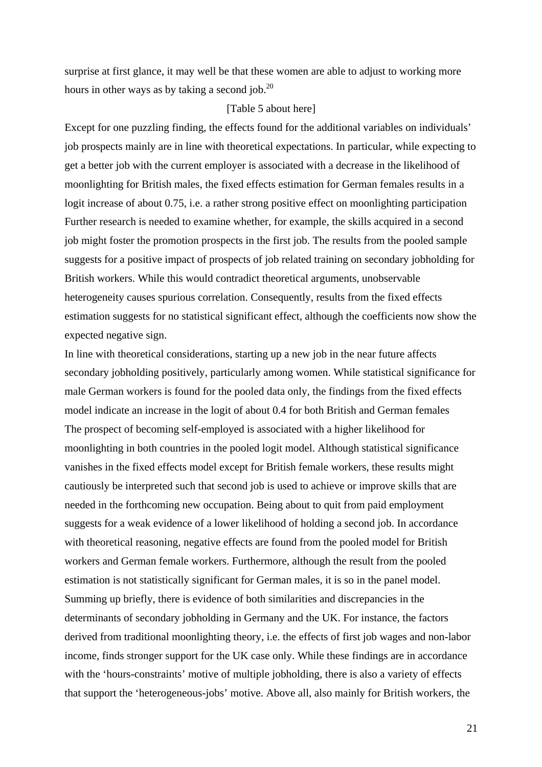surprise at first glance, it may well be that these women are able to adjust to working more hours in other ways as by taking a second job.[20]

[Table 5 about here]

Except for one puzzling finding, the effects found for the additional variables on individuals' job prospects mainly are in line with theoretical expectations. In particular, while expecting to get a better job with the current employer is associated with a decrease in the likelihood of moonlighting for British males, the fixed effects estimation for German females results in a logit increase of about 0.75, i.e. a rather strong positive effect on moonlighting participation Further research is needed to examine whether, for example, the skills acquired in a second job might foster the promotion prospects in the first job. The results from the pooled sample suggests for a positive impact of prospects of job related training on secondary jobholding for British workers. While this would contradict theoretical arguments, unobservable heterogeneity causes spurious correlation. Consequently, results from the fixed effects estimation suggests for no statistical significant effect, although the coefficients now show the expected negative sign.

In line with theoretical considerations, starting up a new job in the near future affects secondary jobholding positively, particularly among women. While statistical significance for male German workers is found for the pooled data only, the findings from the fixed effects model indicate an increase in the logit of about 0.4 for both British and German females The prospect of becoming self-employed is associated with a higher likelihood for moonlighting in both countries in the pooled logit model. Although statistical significance vanishes in the fixed effects model except for British female workers, these results might cautiously be interpreted such that second job is used to achieve or improve skills that are needed in the forthcoming new occupation. Being about to quit from paid employment suggests for a weak evidence of a lower likelihood of holding a second job. In accordance with theoretical reasoning, negative effects are found from the pooled model for British workers and German female workers. Furthermore, although the result from the pooled estimation is not statistically significant for German males, it is so in the panel model.

Summing up briefly, there is evidence of both similarities and discrepancies in the determinants of secondary jobholding in Germany and the UK. For instance, the factors derived from traditional moonlighting theory, i.e. the effects of first job wages and non-labor income, finds stronger support for the UK case only. While these findings are in accordance with the 'hours-constraints' motive of multiple jobholding, there is also a variety of effects that support the 'heterogeneous-jobs' motive. Above all, also mainly for British workers, the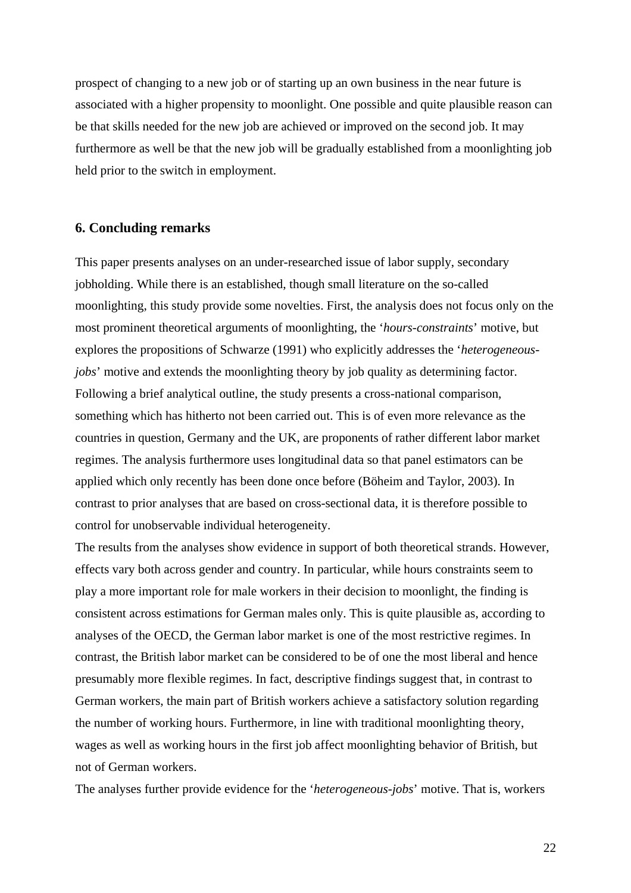prospect of changing to a new job or of starting up an own business in the near future is associated with a higher propensity to moonlight. One possible and quite plausible reason can be that skills needed for the new job are achieved or improved on the second job. It may furthermore as well be that the new job will be gradually established from a moonlighting job held prior to the switch in employment.

## 6. Concluding remarks

This paper presents analyses on an under-researched issue of labor supply, secondary jobholding. While there is an established, though small literature on the so-called moonlighting, this study provide some novelties. First, the analysis does not focus only on the most prominent theoretical arguments of moonlighting, the '*hours-constraints*' motive, but explores the propositions of Schwarze (1991) who explicitly addresses the '*heterogeneous-jobs*' motive and extends the moonlighting theory by job quality as determining factor. Following a brief analytical outline, the study presents a cross-national comparison, something which has hitherto not been carried out. This is of even more relevance as the countries in question, Germany and the UK, are proponents of rather different labor market regimes. The analysis furthermore uses longitudinal data so that panel estimators can be applied which only recently has been done once before (Böheim and Taylor, 2003). In contrast to prior analyses that are based on cross-sectional data, it is therefore possible to control for unobservable individual heterogeneity.

The results from the analyses show evidence in support of both theoretical strands. However, effects vary both across gender and country. In particular, while hours constraints seem to play a more important role for male workers in their decision to moonlight, the finding is consistent across estimations for German males only. This is quite plausible as, according to analyses of the OECD, the German labor market is one of the most restrictive regimes. In contrast, the British labor market can be considered to be of one the most liberal and hence presumably more flexible regimes. In fact, descriptive findings suggest that, in contrast to German workers, the main part of British workers achieve a satisfactory solution regarding the number of working hours. Furthermore, in line with traditional moonlighting theory, wages as well as working hours in the first job affect moonlighting behavior of British, but not of German workers.

The analyses further provide evidence for the '*heterogeneous-jobs*' motive. That is, workers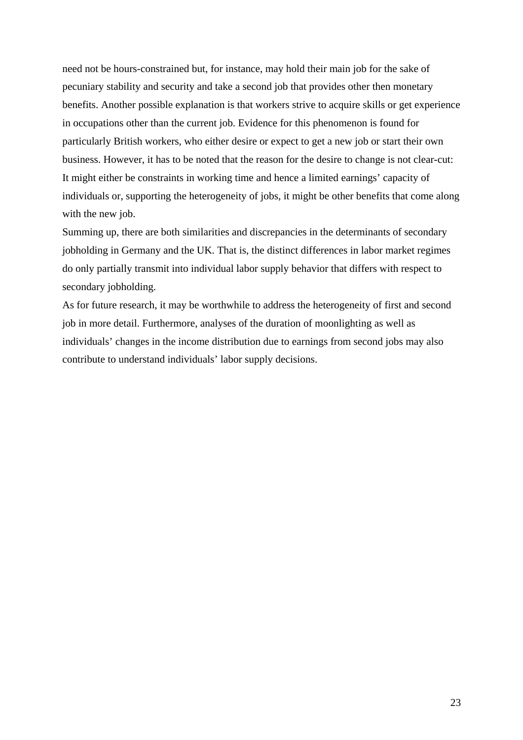need not be hours-constrained but, for instance, may hold their main job for the sake of pecuniary stability and security and take a second job that provides other then monetary benefits. Another possible explanation is that workers strive to acquire skills or get experience in occupations other than the current job. Evidence for this phenomenon is found for particularly British workers, who either desire or expect to get a new job or start their own business. However, it has to be noted that the reason for the desire to change is not clear-cut: It might either be constraints in working time and hence a limited earnings' capacity of individuals or, supporting the heterogeneity of jobs, it might be other benefits that come along with the new job.

Summing up, there are both similarities and discrepancies in the determinants of secondary jobholding in Germany and the UK. That is, the distinct differences in labor market regimes do only partially transmit into individual labor supply behavior that differs with respect to secondary jobholding.

As for future research, it may be worthwhile to address the heterogeneity of first and second job in more detail. Furthermore, analyses of the duration of moonlighting as well as individuals' changes in the income distribution due to earnings from second jobs may also contribute to understand individuals' labor supply decisions.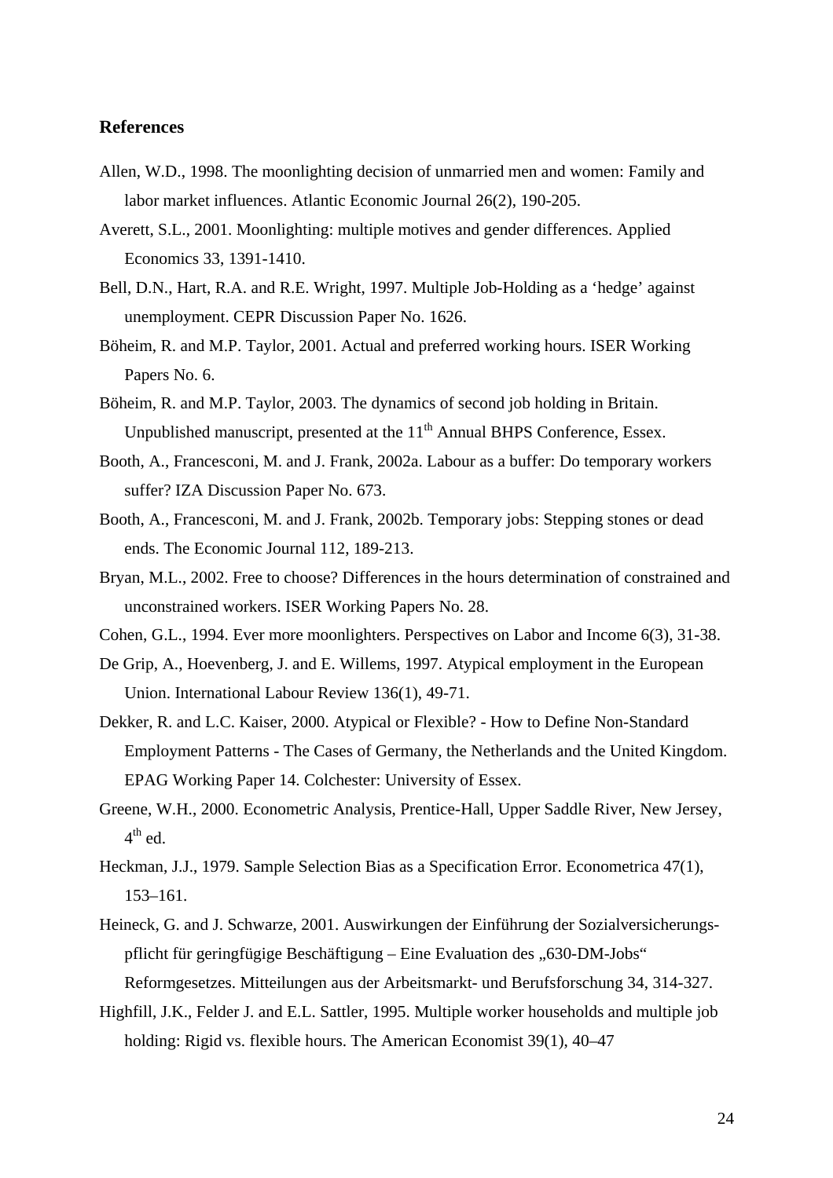## References

Allen, W.D., 1998. The moonlighting decision of unmarried men and women: Family and labor market influences. Atlantic Economic Journal 26(2), 190-205.

Averett, S.L., 2001. Moonlighting: multiple motives and gender differences. Applied Economics 33, 1391-1410.

Bell, D.N., Hart, R.A. and R.E. Wright, 1997. Multiple Job-Holding as a 'hedge' against unemployment. CEPR Discussion Paper No. 1626.

Böheim, R. and M.P. Taylor, 2001. Actual and preferred working hours. ISER Working Papers No. 6.

Böheim, R. and M.P. Taylor, 2003. The dynamics of second job holding in Britain. Unpublished manuscript, presented at the 11th Annual BHPS Conference, Essex.

Booth, A., Francesconi, M. and J. Frank, 2002a. Labour as a buffer: Do temporary workers suffer? IZA Discussion Paper No. 673.

Booth, A., Francesconi, M. and J. Frank, 2002b. Temporary jobs: Stepping stones or dead ends. The Economic Journal 112, 189-213.

Bryan, M.L., 2002. Free to choose? Differences in the hours determination of constrained and unconstrained workers. ISER Working Papers No. 28.

Cohen, G.L., 1994. Ever more moonlighters. Perspectives on Labor and Income 6(3), 31-38.

De Grip, A., Hoevenberg, J. and E. Willems, 1997. Atypical employment in the European Union. International Labour Review 136(1), 49-71.

Dekker, R. and L.C. Kaiser, 2000. Atypical or Flexible? - How to Define Non-Standard Employment Patterns - The Cases of Germany, the Netherlands and the United Kingdom. EPAG Working Paper 14. Colchester: University of Essex.

Greene, W.H., 2000. Econometric Analysis, Prentice-Hall, Upper Saddle River, New Jersey, 4th ed.

Heckman, J.J., 1979. Sample Selection Bias as a Specification Error. Econometrica 47(1), 153–161.

Heineck, G. and J. Schwarze, 2001. Auswirkungen der Einführung der Sozialversicherungspflicht für geringfügige Beschäftigung – Eine Evaluation des „630-DM-Jobs" Reformgesetzes. Mitteilungen aus der Arbeitsmarkt- und Berufsforschung 34, 314-327.

Highfill, J.K., Felder J. and E.L. Sattler, 1995. Multiple worker households and multiple job holding: Rigid vs. flexible hours. The American Economist 39(1), 40–47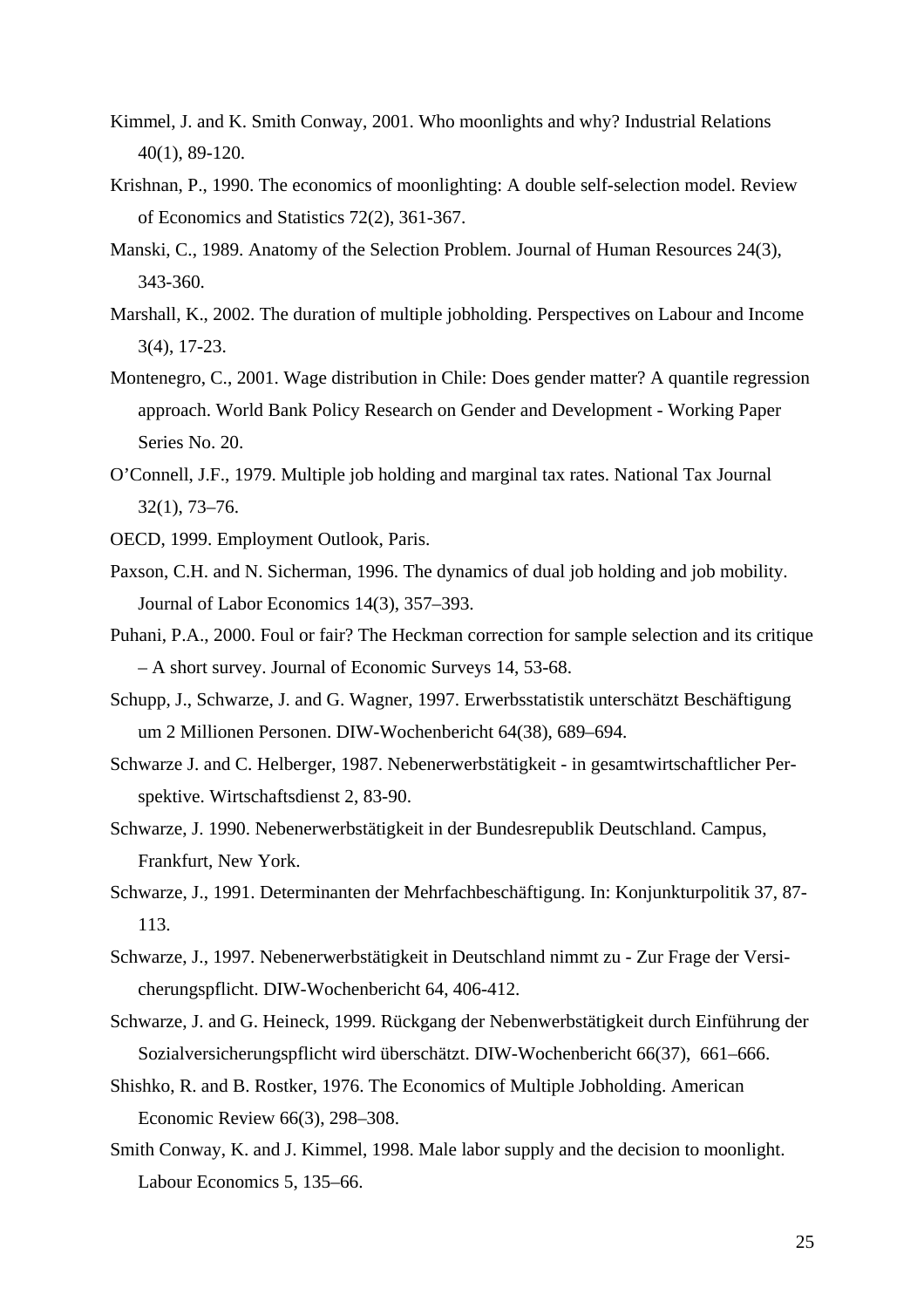Kimmel, J. and K. Smith Conway, 2001. Who moonlights and why? Industrial Relations 40(1), 89-120.

Krishnan, P., 1990. The economics of moonlighting: A double self-selection model. Review of Economics and Statistics 72(2), 361-367.

Manski, C., 1989. Anatomy of the Selection Problem. Journal of Human Resources 24(3), 343-360.

Marshall, K., 2002. The duration of multiple jobholding. Perspectives on Labour and Income 3(4), 17-23.

Montenegro, C., 2001. Wage distribution in Chile: Does gender matter? A quantile regression approach. World Bank Policy Research on Gender and Development - Working Paper Series No. 20.

O'Connell, J.F., 1979. Multiple job holding and marginal tax rates. National Tax Journal 32(1), 73–76.

OECD, 1999. Employment Outlook, Paris.

Paxson, C.H. and N. Sicherman, 1996. The dynamics of dual job holding and job mobility. Journal of Labor Economics 14(3), 357–393.

Puhani, P.A., 2000. Foul or fair? The Heckman correction for sample selection and its critique – A short survey. Journal of Economic Surveys 14, 53-68.

Schupp, J., Schwarze, J. and G. Wagner, 1997. Erwerbsstatistik unterschätzt Beschäftigung um 2 Millionen Personen. DIW-Wochenbericht 64(38), 689–694.

Schwarze J. and C. Helberger, 1987. Nebenerwerbstätigkeit - in gesamtwirtschaftlicher Perspektive. Wirtschaftsdienst 2, 83-90.

Schwarze, J. 1990. Nebenerwerbstätigkeit in der Bundesrepublik Deutschland. Campus, Frankfurt, New York.

Schwarze, J., 1991. Determinanten der Mehrfachbeschäftigung. In: Konjunkturpolitik 37, 87-113.

Schwarze, J., 1997. Nebenerwerbstätigkeit in Deutschland nimmt zu - Zur Frage der Versicherungspflicht. DIW-Wochenbericht 64, 406-412.

Schwarze, J. and G. Heineck, 1999. Rückgang der Nebenwerbstätigkeit durch Einführung der Sozialversicherungspflicht wird überschätzt. DIW-Wochenbericht 66(37), 661–666.

Shishko, R. and B. Rostker, 1976. The Economics of Multiple Jobholding. American Economic Review 66(3), 298–308.

Smith Conway, K. and J. Kimmel, 1998. Male labor supply and the decision to moonlight. Labour Economics 5, 135–66.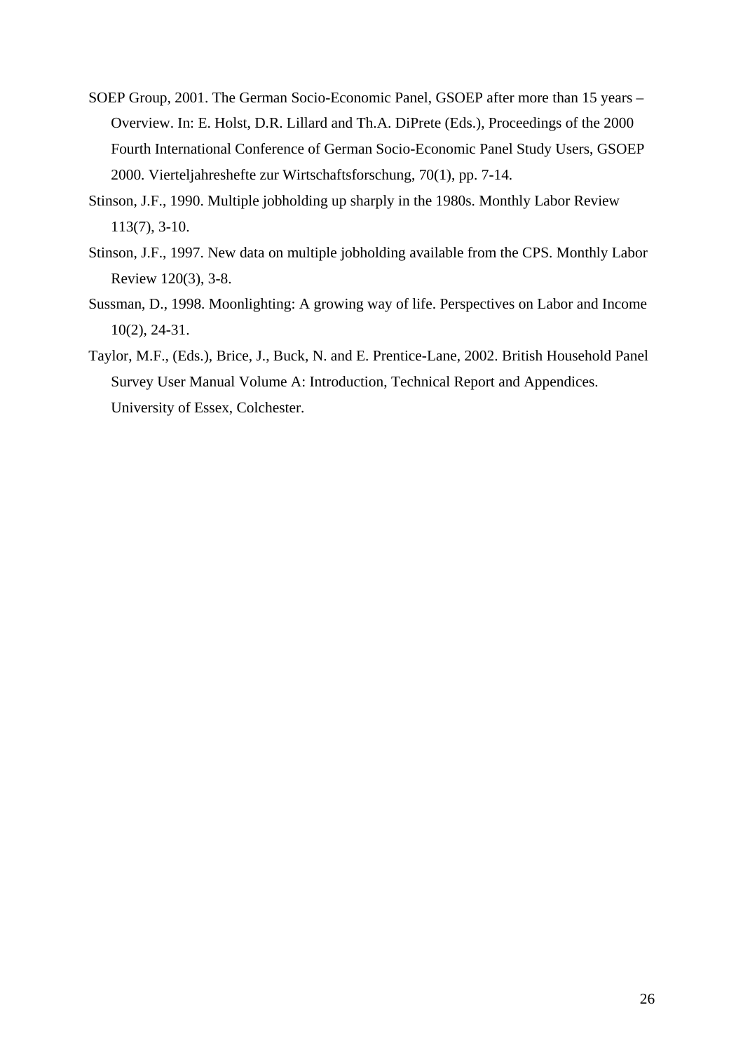SOEP Group, 2001. The German Socio-Economic Panel, GSOEP after more than 15 years – Overview. In: E. Holst, D.R. Lillard and Th.A. DiPrete (Eds.), Proceedings of the 2000 Fourth International Conference of German Socio-Economic Panel Study Users, GSOEP 2000. Vierteljahreshefte zur Wirtschaftsforschung, 70(1), pp. 7-14.

Stinson, J.F., 1990. Multiple jobholding up sharply in the 1980s. Monthly Labor Review 113(7), 3-10.

Stinson, J.F., 1997. New data on multiple jobholding available from the CPS. Monthly Labor Review 120(3), 3-8.

Sussman, D., 1998. Moonlighting: A growing way of life. Perspectives on Labor and Income 10(2), 24-31.

Taylor, M.F., (Eds.), Brice, J., Buck, N. and E. Prentice-Lane, 2002. British Household Panel Survey User Manual Volume A: Introduction, Technical Report and Appendices. University of Essex, Colchester.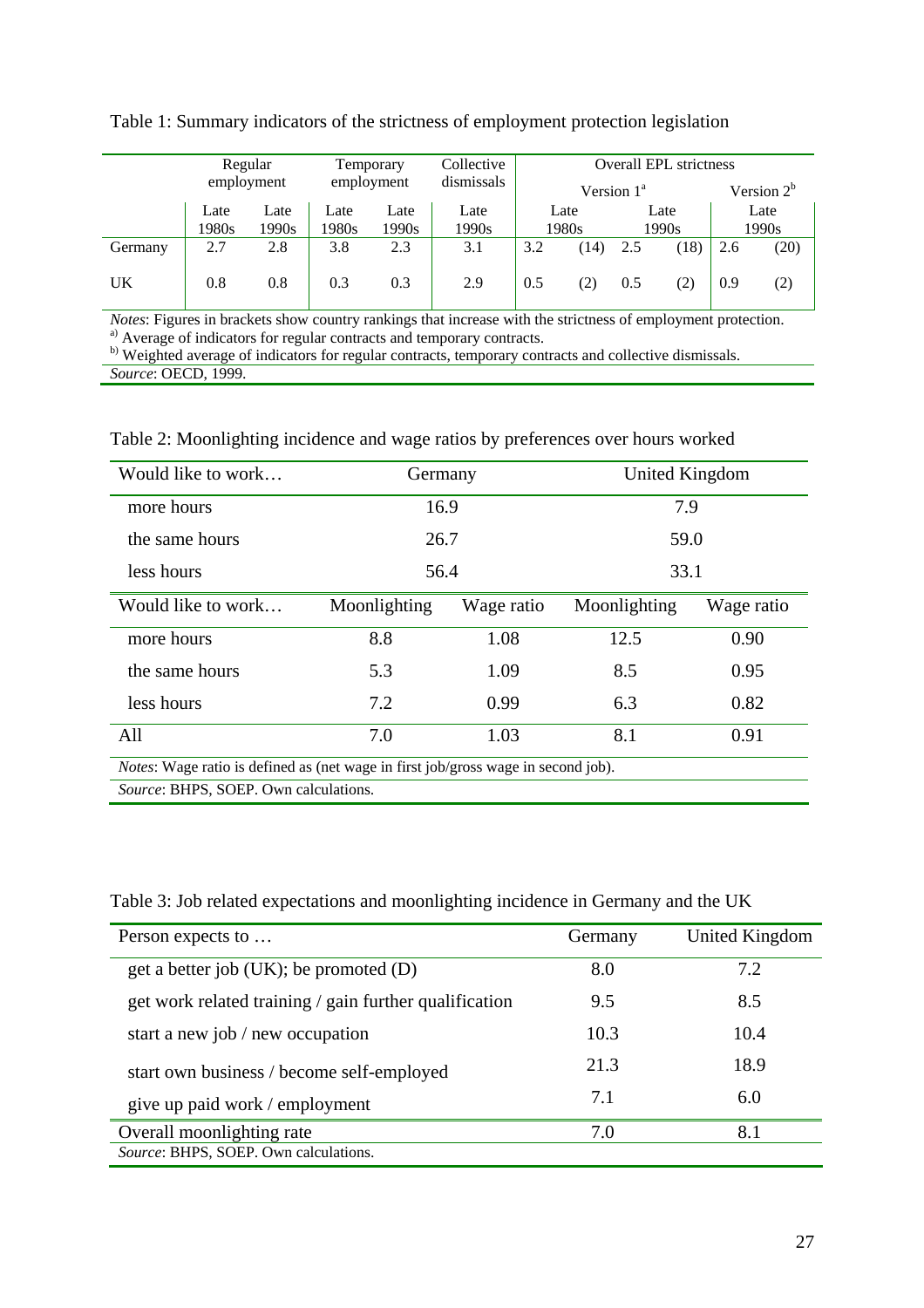Table 1: Summary indicators of the strictness of employment protection legislation

| | Regular employment | | Temporary employment | | Collective dismissals | Overall EPL strictness | | | | | |
|---|---|---|---|---|---|---|---|---|---|---|---|
| | | | | | | Version 1[a] | | | | Version 2[b] | |
| | Late 1980s | Late 1990s | Late 1980s | Late 1990s | Late 1990s | Late 1980s | | Late 1990s | | Late 1990s | |
| Germany | 2.7 | 2.8 | 3.8 | 2.3 | 3.1 | 3.2 | (14) | 2.5 | (18) | 2.6 | (20) |
| UK | 0.8 | 0.8 | 0.3 | 0.3 | 2.9 | 0.5 | (2) | 0.5 | (2) | 0.9 | (2) |

*Notes*: Figures in brackets show country rankings that increase with the strictness of employment protection.
[a] Average of indicators for regular contracts and temporary contracts.
[b] Weighted average of indicators for regular contracts, temporary contracts and collective dismissals.
*Source*: OECD, 1999.

Table 2: Moonlighting incidence and wage ratios by preferences over hours worked

| Would like to work… | Germany | | United Kingdom | |
|---|---|---|---|---|
| more hours | 16.9 | | 7.9 | |
| the same hours | 26.7 | | 59.0 | |
| less hours | 56.4 | | 33.1 | |
| **Would like to work…** | **Moonlighting** | **Wage ratio** | **Moonlighting** | **Wage ratio** |
| more hours | 8.8 | 1.08 | 12.5 | 0.90 |
| the same hours | 5.3 | 1.09 | 8.5 | 0.95 |
| less hours | 7.2 | 0.99 | 6.3 | 0.82 |
| All | 7.0 | 1.03 | 8.1 | 0.91 |

*Notes*: Wage ratio is defined as (net wage in first job/gross wage in second job).
*Source*: BHPS, SOEP. Own calculations.

Table 3: Job related expectations and moonlighting incidence in Germany and the UK

| Person expects to … | Germany | United Kingdom |
|---|---|---|
| get a better job (UK); be promoted (D) | 8.0 | 7.2 |
| get work related training / gain further qualification | 9.5 | 8.5 |
| start a new job / new occupation | 10.3 | 10.4 |
| start own business / become self-employed | 21.3 | 18.9 |
| give up paid work / employment | 7.1 | 6.0 |
| Overall moonlighting rate | 7.0 | 8.1 |

*Source*: BHPS, SOEP. Own calculations.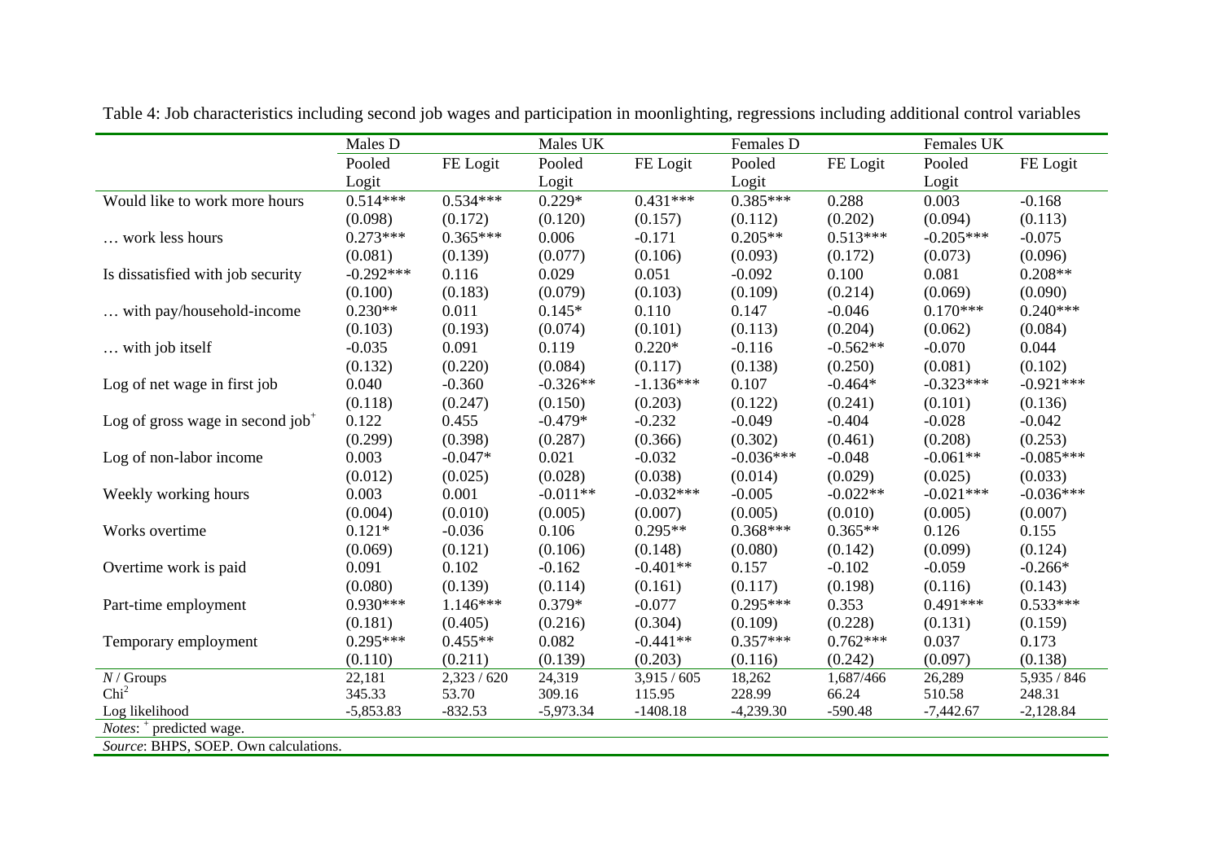Table 4: Job characteristics including second job wages and participation in moonlighting, regressions including additional control variables

| | Males D | | Males UK | | Females D | | Females UK | |
|---|---|---|---|---|---|---|---|---|
| | Pooled Logit | FE Logit | Pooled Logit | FE Logit | Pooled Logit | FE Logit | Pooled Logit | FE Logit |
| Would like to work more hours | 0.514*** | 0.534*** | 0.229* | 0.431*** | 0.385*** | 0.288 | 0.003 | -0.168 |
| | (0.098) | (0.172) | (0.120) | (0.157) | (0.112) | (0.202) | (0.094) | (0.113) |
| … work less hours | 0.273*** | 0.365*** | 0.006 | -0.171 | 0.205** | 0.513*** | -0.205*** | -0.075 |
| | (0.081) | (0.139) | (0.077) | (0.106) | (0.093) | (0.172) | (0.073) | (0.096) |
| Is dissatisfied with job security | -0.292*** | 0.116 | 0.029 | 0.051 | -0.092 | 0.100 | 0.081 | 0.208** |
| | (0.100) | (0.183) | (0.079) | (0.103) | (0.109) | (0.214) | (0.069) | (0.090) |
| … with pay/household-income | 0.230** | 0.011 | 0.145* | 0.110 | 0.147 | -0.046 | 0.170*** | 0.240*** |
| | (0.103) | (0.193) | (0.074) | (0.101) | (0.113) | (0.204) | (0.062) | (0.084) |
| … with job itself | -0.035 | 0.091 | 0.119 | 0.220* | -0.116 | -0.562** | -0.070 | 0.044 |
| | (0.132) | (0.220) | (0.084) | (0.117) | (0.138) | (0.250) | (0.081) | (0.102) |
| Log of net wage in first job | 0.040 | -0.360 | -0.326** | -1.136*** | 0.107 | -0.464* | -0.323*** | -0.921*** |
| | (0.118) | (0.247) | (0.150) | (0.203) | (0.122) | (0.241) | (0.101) | (0.136) |
| Log of gross wage in second job[+] | 0.122 | 0.455 | -0.479* | -0.232 | -0.049 | -0.404 | -0.028 | -0.042 |
| | (0.299) | (0.398) | (0.287) | (0.366) | (0.302) | (0.461) | (0.208) | (0.253) |
| Log of non-labor income | 0.003 | -0.047* | 0.021 | -0.032 | -0.036*** | -0.048 | -0.061** | -0.085*** |
| | (0.012) | (0.025) | (0.028) | (0.038) | (0.014) | (0.029) | (0.025) | (0.033) |
| Weekly working hours | 0.003 | 0.001 | -0.011** | -0.032*** | -0.005 | -0.022** | -0.021*** | -0.036*** |
| | (0.004) | (0.010) | (0.005) | (0.007) | (0.005) | (0.010) | (0.005) | (0.007) |
| Works overtime | 0.121* | -0.036 | 0.106 | 0.295** | 0.368*** | 0.365** | 0.126 | 0.155 |
| | (0.069) | (0.121) | (0.106) | (0.148) | (0.080) | (0.142) | (0.099) | (0.124) |
| Overtime work is paid | 0.091 | 0.102 | -0.162 | -0.401** | 0.157 | -0.102 | -0.059 | -0.266* |
| | (0.080) | (0.139) | (0.114) | (0.161) | (0.117) | (0.198) | (0.116) | (0.143) |
| Part-time employment | 0.930*** | 1.146*** | 0.379* | -0.077 | 0.295*** | 0.353 | 0.491*** | 0.533*** |
| | (0.181) | (0.405) | (0.216) | (0.304) | (0.109) | (0.228) | (0.131) | (0.159) |
| Temporary employment | 0.295*** | 0.455** | 0.082 | -0.441** | 0.357*** | 0.762*** | 0.037 | 0.173 |
| | (0.110) | (0.211) | (0.139) | (0.203) | (0.116) | (0.242) | (0.097) | (0.138) |
| *N* / Groups | 22,181 | 2,323 / 620 | 24,319 | 3,915 / 605 | 18,262 | 1,687/466 | 26,289 | 5,935 / 846 |
| $Chi^2$ | 345.33 | 53.70 | 309.16 | 115.95 | 228.99 | 66.24 | 510.58 | 248.31 |
| Log likelihood | -5,853.83 | -832.53 | -5,973.34 | -1408.18 | -4,239.30 | -590.48 | -7,442.67 | -2,128.84 |

*Notes*: [+] predicted wage.

*Source*: BHPS, SOEP. Own calculations.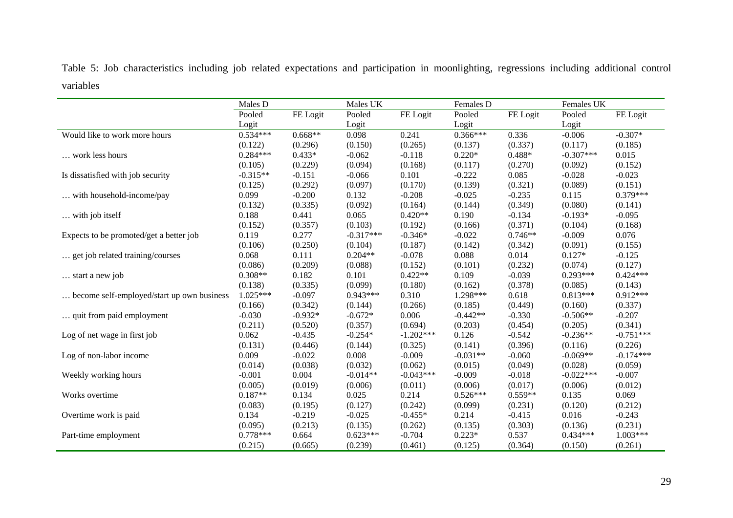Table 5: Job characteristics including job related expectations and participation in moonlighting, regressions including additional control variables

| | Males D | | Males UK | | Females D | | Females UK | |
|---|---|---|---|---|---|---|---|---|
| | Pooled Logit | FE Logit | Pooled Logit | FE Logit | Pooled Logit | FE Logit | Pooled Logit | FE Logit |
| Would like to work more hours | 0.534*** | 0.668** | 0.098 | 0.241 | 0.366*** | 0.336 | -0.006 | -0.307* |
| | (0.122) | (0.296) | (0.150) | (0.265) | (0.137) | (0.337) | (0.117) | (0.185) |
| … work less hours | 0.284*** | 0.433* | -0.062 | -0.118 | 0.220* | 0.488* | -0.307*** | 0.015 |
| | (0.105) | (0.229) | (0.094) | (0.168) | (0.117) | (0.270) | (0.092) | (0.152) |
| Is dissatisfied with job security | -0.315** | -0.151 | -0.066 | 0.101 | -0.222 | 0.085 | -0.028 | -0.023 |
| | (0.125) | (0.292) | (0.097) | (0.170) | (0.139) | (0.321) | (0.089) | (0.151) |
| … with household-income/pay | 0.099 | -0.200 | 0.132 | -0.208 | -0.025 | -0.235 | 0.115 | 0.379*** |
| | (0.132) | (0.335) | (0.092) | (0.164) | (0.144) | (0.349) | (0.080) | (0.141) |
| … with job itself | 0.188 | 0.441 | 0.065 | 0.420** | 0.190 | -0.134 | -0.193* | -0.095 |
| | (0.152) | (0.357) | (0.103) | (0.192) | (0.166) | (0.371) | (0.104) | (0.168) |
| Expects to be promoted/get a better job | 0.119 | 0.277 | -0.317*** | -0.346* | -0.022 | 0.746** | -0.009 | 0.076 |
| | (0.106) | (0.250) | (0.104) | (0.187) | (0.142) | (0.342) | (0.091) | (0.155) |
| … get job related training/courses | 0.068 | 0.111 | 0.204** | -0.078 | 0.088 | 0.014 | 0.127* | -0.125 |
| | (0.086) | (0.209) | (0.088) | (0.152) | (0.101) | (0.232) | (0.074) | (0.127) |
| … start a new job | 0.308** | 0.182 | 0.101 | 0.422** | 0.109 | -0.039 | 0.293*** | 0.424*** |
| | (0.138) | (0.335) | (0.099) | (0.180) | (0.162) | (0.378) | (0.085) | (0.143) |
| … become self-employed/start up own business | 1.025*** | -0.097 | 0.943*** | 0.310 | 1.298*** | 0.618 | 0.813*** | 0.912*** |
| | (0.166) | (0.342) | (0.144) | (0.266) | (0.185) | (0.449) | (0.160) | (0.337) |
| … quit from paid employment | -0.030 | -0.932* | -0.672* | 0.006 | -0.442** | -0.330 | -0.506** | -0.207 |
| | (0.211) | (0.520) | (0.357) | (0.694) | (0.203) | (0.454) | (0.205) | (0.341) |
| Log of net wage in first job | 0.062 | -0.435 | -0.254* | -1.202*** | 0.126 | -0.542 | -0.236** | -0.751*** |
| | (0.131) | (0.446) | (0.144) | (0.325) | (0.141) | (0.396) | (0.116) | (0.226) |
| Log of non-labor income | 0.009 | -0.022 | 0.008 | -0.009 | -0.031** | -0.060 | -0.069** | -0.174*** |
| | (0.014) | (0.038) | (0.032) | (0.062) | (0.015) | (0.049) | (0.028) | (0.059) |
| Weekly working hours | -0.001 | 0.004 | -0.014** | -0.043*** | -0.009 | -0.018 | -0.022*** | -0.007 |
| | (0.005) | (0.019) | (0.006) | (0.011) | (0.006) | (0.017) | (0.006) | (0.012) |
| Works overtime | 0.187** | 0.134 | 0.025 | 0.214 | 0.526*** | 0.559** | 0.135 | 0.069 |
| | (0.083) | (0.195) | (0.127) | (0.242) | (0.099) | (0.231) | (0.120) | (0.212) |
| Overtime work is paid | 0.134 | -0.219 | -0.025 | -0.455* | 0.214 | -0.415 | 0.016 | -0.243 |
| | (0.095) | (0.213) | (0.135) | (0.262) | (0.135) | (0.303) | (0.136) | (0.231) |
| Part-time employment | 0.778*** | 0.664 | 0.623*** | -0.704 | 0.223* | 0.537 | 0.434*** | 1.003*** |
| | (0.215) | (0.665) | (0.239) | (0.461) | (0.125) | (0.364) | (0.150) | (0.261) |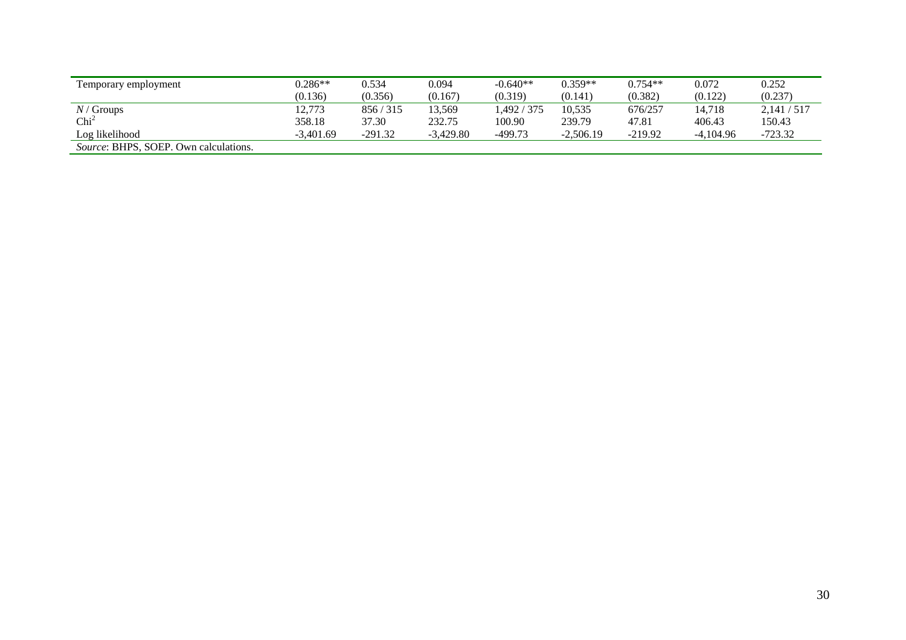| Temporary employment | 0.286** | 0.534 | 0.094 | -0.640** | 0.359** | 0.754** | 0.072 | 0.252 |
|---|---|---|---|---|---|---|---|---|
| | (0.136) | (0.356) | (0.167) | (0.319) | (0.141) | (0.382) | (0.122) | (0.237) |
| *N* / Groups | 12,773 | 856 / 315 | 13,569 | 1,492 / 375 | 10,535 | 676/257 | 14,718 | 2,141 / 517 |
| $Chi^2$ | 358.18 | 37.30 | 232.75 | 100.90 | 239.79 | 47.81 | 406.43 | 150.43 |
| Log likelihood | -3,401.69 | -291.32 | -3,429.80 | -499.73 | -2,506.19 | -219.92 | -4,104.96 | -723.32 |

*Source*: BHPS, SOEP. Own calculations.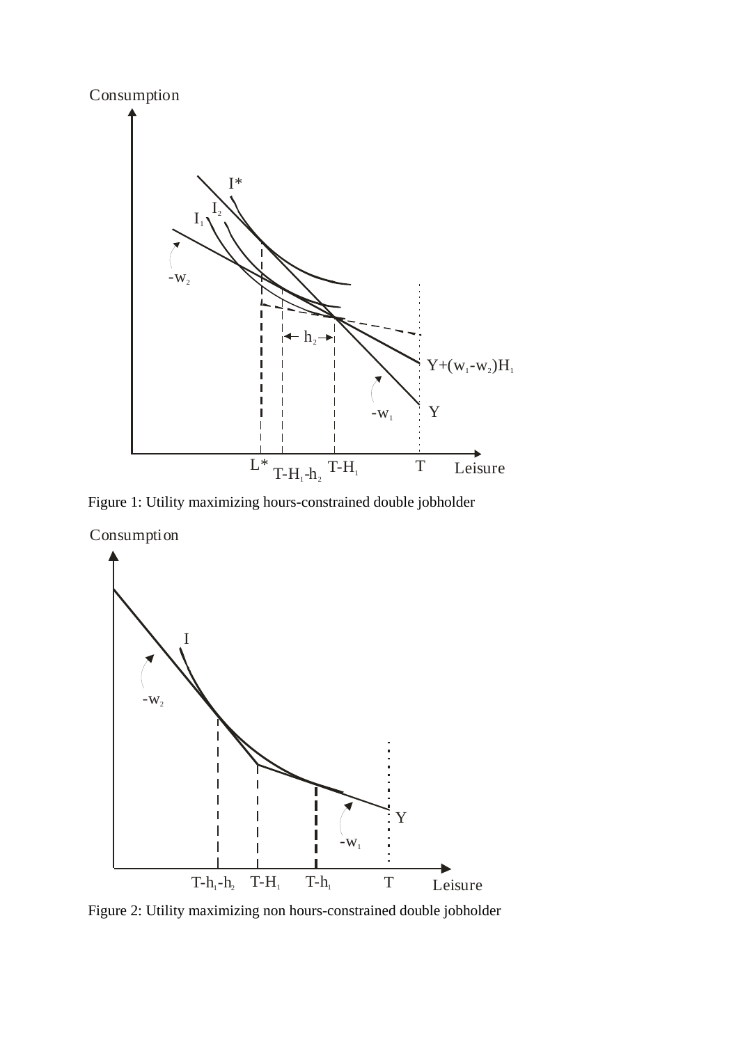Figure 1: Utility maximizing hours-constrained double jobholder

Figure 2: Utility maximizing non hours-constrained double jobholder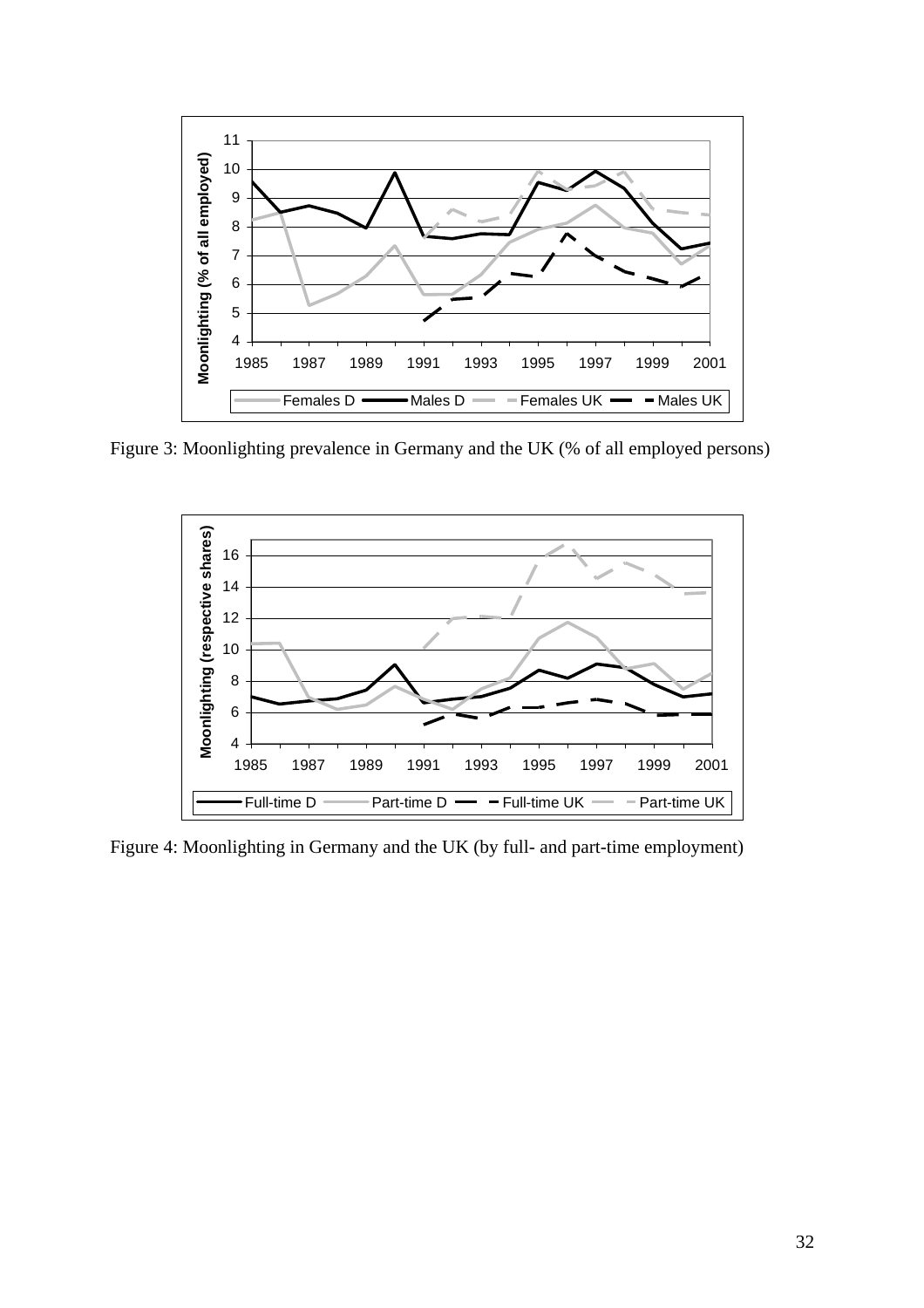Figure 3: Moonlighting prevalence in Germany and the UK (% of all employed persons)

Figure 4: Moonlighting in Germany and the UK (by full- and part-time employment)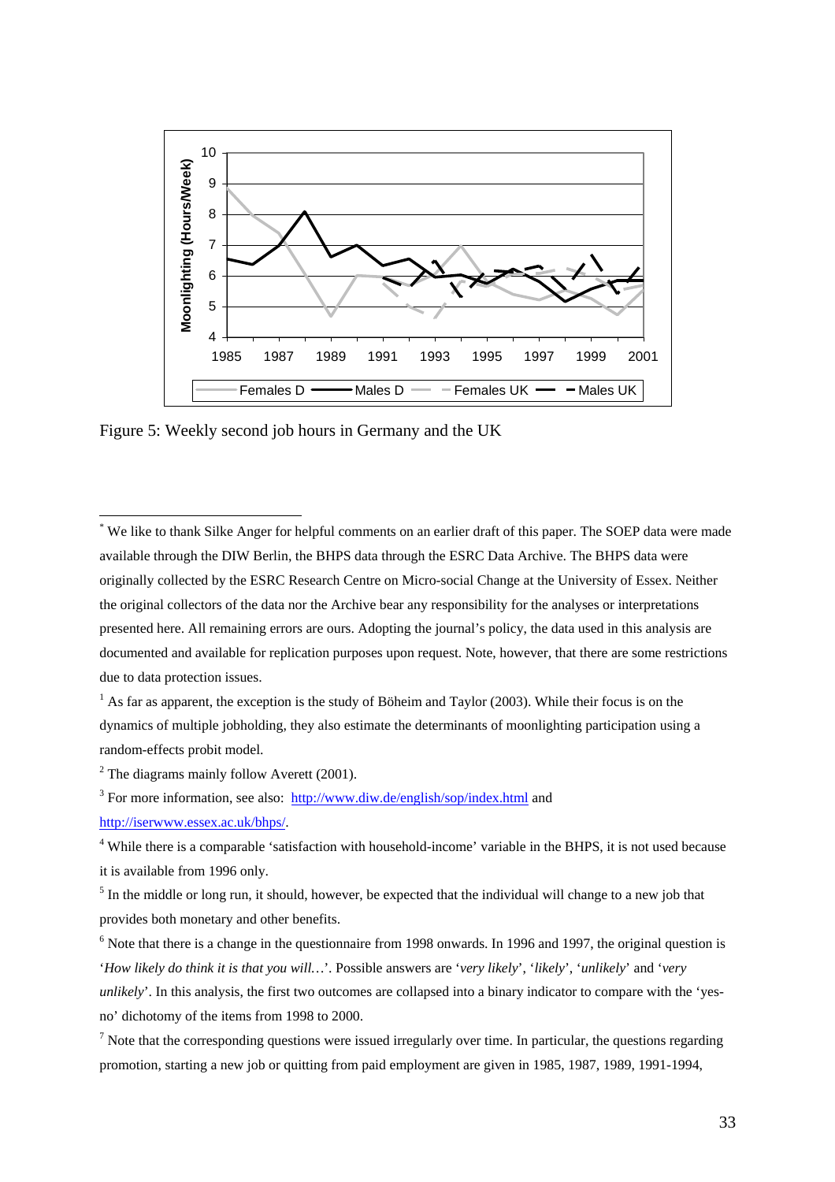Figure 5: Weekly second job hours in Germany and the UK

---

[*] We like to thank Silke Anger for helpful comments on an earlier draft of this paper. The SOEP data were made available through the DIW Berlin, the BHPS data through the ESRC Data Archive. The BHPS data were originally collected by the ESRC Research Centre on Micro-social Change at the University of Essex. Neither the original collectors of the data nor the Archive bear any responsibility for the analyses or interpretations presented here. All remaining errors are ours. Adopting the journal's policy, the data used in this analysis are documented and available for replication purposes upon request. Note, however, that there are some restrictions due to data protection issues.

[1] As far as apparent, the exception is the study of Böheim and Taylor (2003). While their focus is on the dynamics of multiple jobholding, they also estimate the determinants of moonlighting participation using a random-effects probit model.

[2] The diagrams mainly follow Averett (2001).

[3] For more information, see also: http://www.diw.de/english/sop/index.html and http://iserwww.essex.ac.uk/bhps/.

[4] While there is a comparable 'satisfaction with household-income' variable in the BHPS, it is not used because it is available from 1996 only.

[5] In the middle or long run, it should, however, be expected that the individual will change to a new job that provides both monetary and other benefits.

[6] Note that there is a change in the questionnaire from 1998 onwards. In 1996 and 1997, the original question is '*How likely do think it is that you will…*'. Possible answers are '*very likely*', '*likely*', '*unlikely*' and '*very unlikely*'. In this analysis, the first two outcomes are collapsed into a binary indicator to compare with the 'yes-no' dichotomy of the items from 1998 to 2000.

[7] Note that the corresponding questions were issued irregularly over time. In particular, the questions regarding promotion, starting a new job or quitting from paid employment are given in 1985, 1987, 1989, 1991-1994,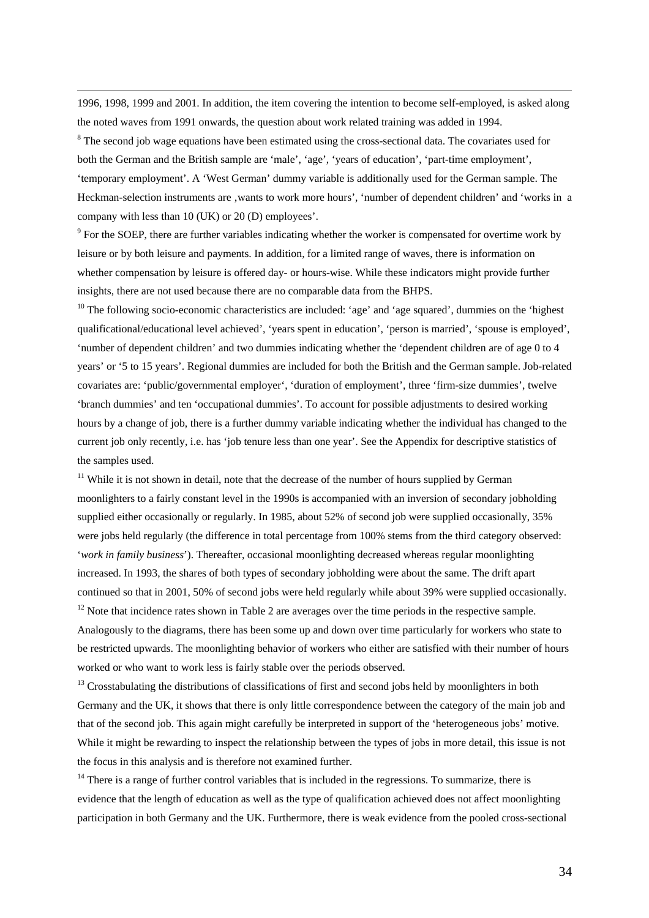1996, 1998, 1999 and 2001. In addition, the item covering the intention to become self-employed, is asked along the noted waves from 1991 onwards, the question about work related training was added in 1994.

[8] The second job wage equations have been estimated using the cross-sectional data. The covariates used for both the German and the British sample are 'male', 'age', 'years of education', 'part-time employment', 'temporary employment'. A 'West German' dummy variable is additionally used for the German sample. The Heckman-selection instruments are ‚wants to work more hours', 'number of dependent children' and 'works in a company with less than 10 (UK) or 20 (D) employees'.

[9] For the SOEP, there are further variables indicating whether the worker is compensated for overtime work by leisure or by both leisure and payments. In addition, for a limited range of waves, there is information on whether compensation by leisure is offered day- or hours-wise. While these indicators might provide further insights, there are not used because there are no comparable data from the BHPS.

[10] The following socio-economic characteristics are included: 'age' and 'age squared', dummies on the 'highest qualificational/educational level achieved', 'years spent in education', 'person is married', 'spouse is employed', 'number of dependent children' and two dummies indicating whether the 'dependent children are of age 0 to 4 years' or '5 to 15 years'. Regional dummies are included for both the British and the German sample. Job-related covariates are: 'public/governmental employer', 'duration of employment', three 'firm-size dummies', twelve 'branch dummies' and ten 'occupational dummies'. To account for possible adjustments to desired working hours by a change of job, there is a further dummy variable indicating whether the individual has changed to the current job only recently, i.e. has 'job tenure less than one year'. See the Appendix for descriptive statistics of the samples used.

[11] While it is not shown in detail, note that the decrease of the number of hours supplied by German moonlighters to a fairly constant level in the 1990s is accompanied with an inversion of secondary jobholding supplied either occasionally or regularly. In 1985, about 52% of second job were supplied occasionally, 35% were jobs held regularly (the difference in total percentage from 100% stems from the third category observed: '*work in family business*'). Thereafter, occasional moonlighting decreased whereas regular moonlighting increased. In 1993, the shares of both types of secondary jobholding were about the same. The drift apart continued so that in 2001, 50% of second jobs were held regularly while about 39% were supplied occasionally.

[12] Note that incidence rates shown in Table 2 are averages over the time periods in the respective sample. Analogously to the diagrams, there has been some up and down over time particularly for workers who state to be restricted upwards. The moonlighting behavior of workers who either are satisfied with their number of hours worked or who want to work less is fairly stable over the periods observed.

[13] Crosstabulating the distributions of classifications of first and second jobs held by moonlighters in both Germany and the UK, it shows that there is only little correspondence between the category of the main job and that of the second job. This again might carefully be interpreted in support of the 'heterogeneous jobs' motive. While it might be rewarding to inspect the relationship between the types of jobs in more detail, this issue is not the focus in this analysis and is therefore not examined further.

[14] There is a range of further control variables that is included in the regressions. To summarize, there is evidence that the length of education as well as the type of qualification achieved does not affect moonlighting participation in both Germany and the UK. Furthermore, there is weak evidence from the pooled cross-sectional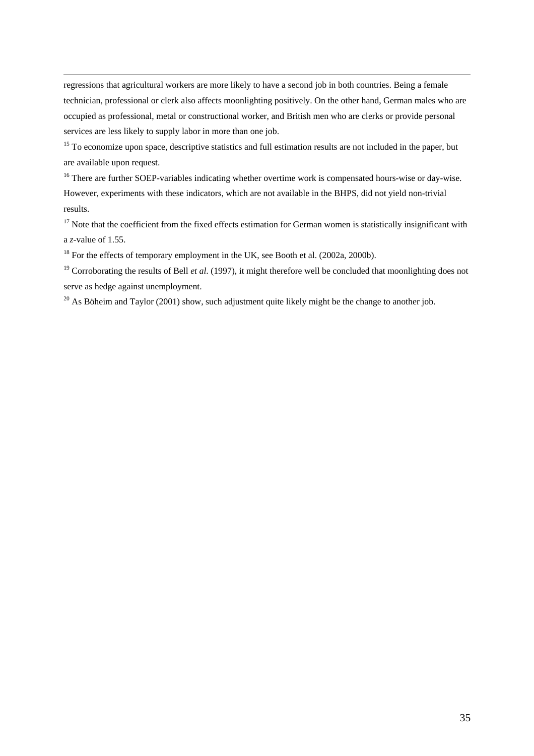regressions that agricultural workers are more likely to have a second job in both countries. Being a female technician, professional or clerk also affects moonlighting positively. On the other hand, German males who are occupied as professional, metal or constructional worker, and British men who are clerks or provide personal services are less likely to supply labor in more than one job.

[15] To economize upon space, descriptive statistics and full estimation results are not included in the paper, but are available upon request.

[16] There are further SOEP-variables indicating whether overtime work is compensated hours-wise or day-wise. However, experiments with these indicators, which are not available in the BHPS, did not yield non-trivial results.

[17] Note that the coefficient from the fixed effects estimation for German women is statistically insignificant with a *z*-value of 1.55.

[18] For the effects of temporary employment in the UK, see Booth et al. (2002a, 2000b).

[19] Corroborating the results of Bell *et al.* (1997), it might therefore well be concluded that moonlighting does not serve as hedge against unemployment.

[20] As Böheim and Taylor (2001) show, such adjustment quite likely might be the change to another job.